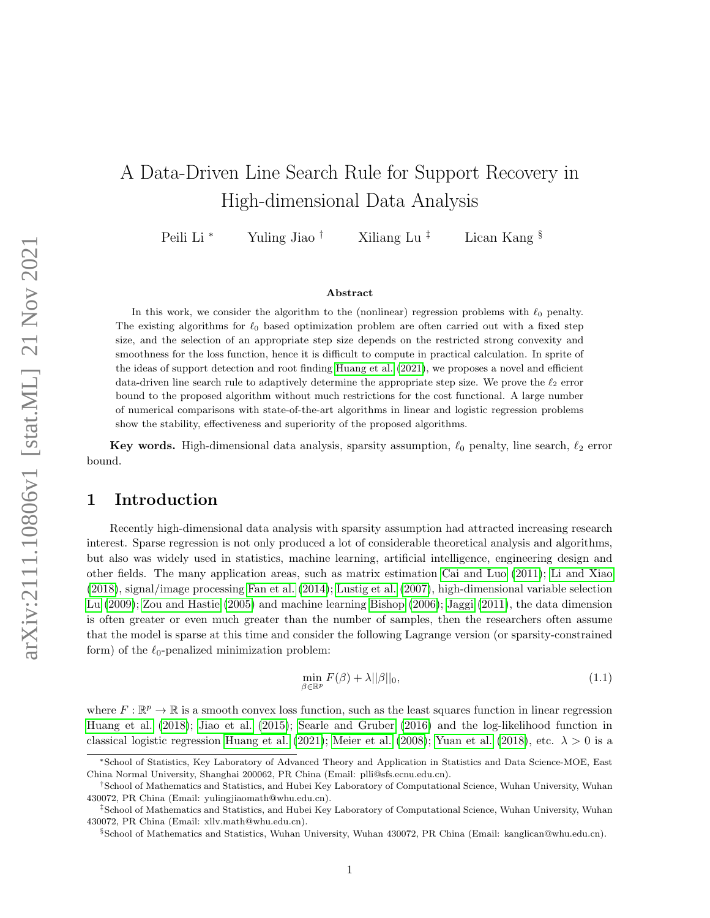# A Data-Driven Line Search Rule for Support Recovery in High-dimensional Data Analysis

Peili Li [*] Yuling Jiao [†] Xiliang Lu [‡] Lican Kang [§]

### Abstract

In this work, we consider the algorithm to the (nonlinear) regression problems with $\ell_0$ penalty. The existing algorithms for $\ell_0$ based optimization problem are often carried out with a fixed step size, and the selection of an appropriate step size depends on the restricted strong convexity and smoothness for the loss function, hence it is difficult to compute in practical calculation. In sprite of the ideas of support detection and root finding Huang et al. (2021), we proposes a novel and efficient data-driven line search rule to adaptively determine the appropriate step size. We prove the $\ell_2$ error bound to the proposed algorithm without much restrictions for the cost functional. A large number of numerical comparisons with state-of-the-art algorithms in linear and logistic regression problems show the stability, effectiveness and superiority of the proposed algorithms.

**Key words.** High-dimensional data analysis, sparsity assumption, $\ell_0$ penalty, line search, $\ell_2$ error bound.

## 1 Introduction

Recently high-dimensional data analysis with sparsity assumption had attracted increasing research interest. Sparse regression is not only produced a lot of considerable theoretical analysis and algorithms, but also was widely used in statistics, machine learning, artificial intelligence, engineering design and other fields. The many application areas, such as matrix estimation Cai and Luo (2011); Li and Xiao (2018), signal/image processing Fan et al. (2014); Lustig et al. (2007), high-dimensional variable selection Lu (2009); Zou and Hastie (2005) and machine learning Bishop (2006); Jaggi (2011), the data dimension is often greater or even much greater than the number of samples, then the researchers often assume that the model is sparse at this time and consider the following Lagrange version (or sparsity-constrained form) of the $\ell_0$-penalized minimization problem:

$$\min_{\beta\in\mathbb{R}^p} F(\beta) + \lambda||\beta||_0, \tag{1.1}$$

where $F : \mathbb{R}^p \to \mathbb{R}$ is a smooth convex loss function, such as the least squares function in linear regression Huang et al. (2018); Jiao et al. (2015); Searle and Gruber (2016) and the log-likelihood function in classical logistic regression Huang et al. (2021); Meier et al. (2008); Yuan et al. (2018), etc. $\lambda > 0$ is a

---

[*] School of Statistics, Key Laboratory of Advanced Theory and Application in Statistics and Data Science-MOE, East China Normal University, Shanghai 200062, PR China (Email: plli@sfs.ecnu.edu.cn).

[†] School of Mathematics and Statistics, and Hubei Key Laboratory of Computational Science, Wuhan University, Wuhan 430072, PR China (Email: yulingjiaomath@whu.edu.cn).

[‡] School of Mathematics and Statistics, and Hubei Key Laboratory of Computational Science, Wuhan University, Wuhan 430072, PR China (Email: xllv.math@whu.edu.cn).

[§] School of Mathematics and Statistics, Wuhan University, Wuhan 430072, PR China (Email: kanglican@whu.edu.cn).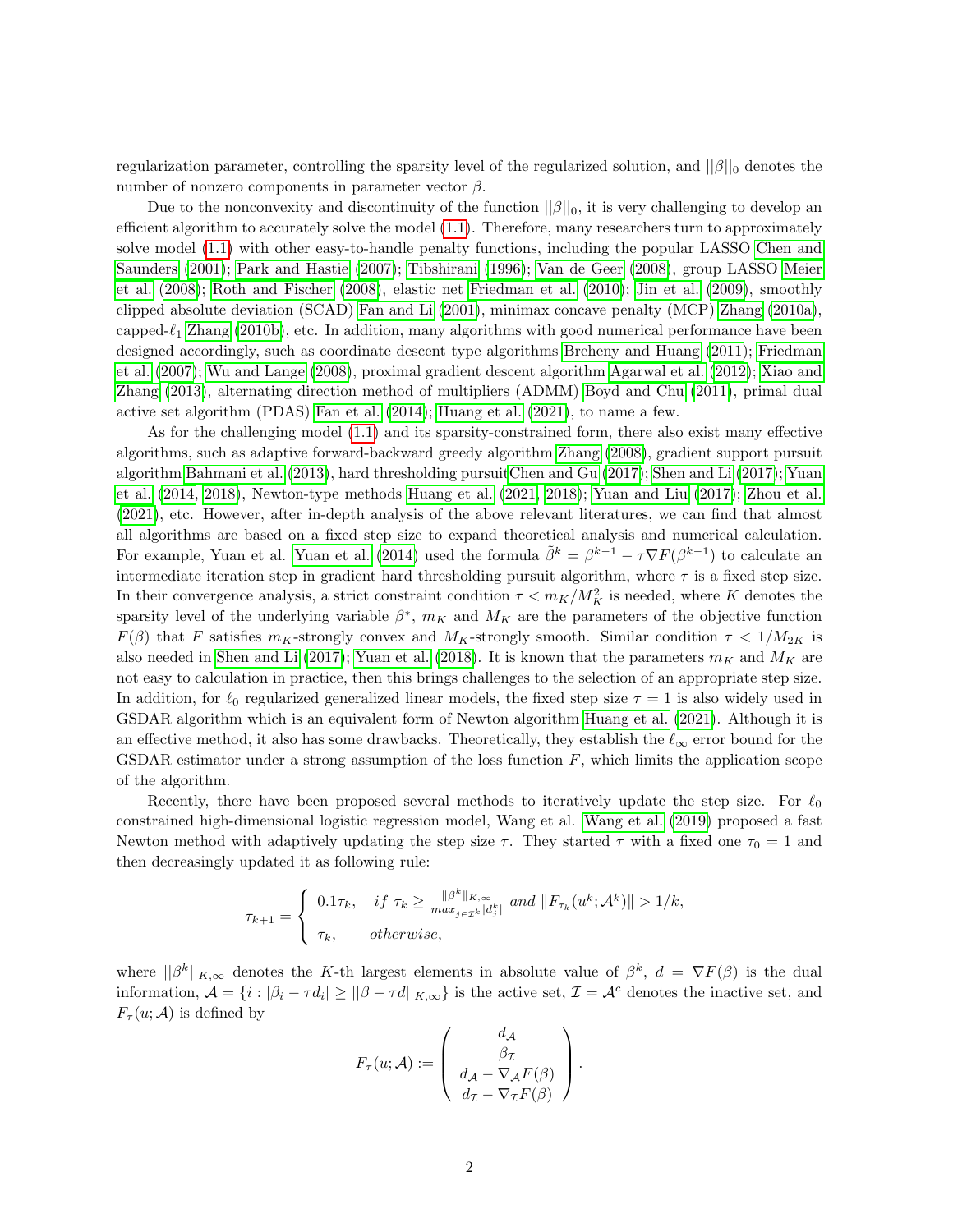regularization parameter, controlling the sparsity level of the regularized solution, and $||\beta||_0$ denotes the number of nonzero components in parameter vector $\beta$.

Due to the nonconvexity and discontinuity of the function $||\beta||_0$, it is very challenging to develop an efficient algorithm to accurately solve the model (1.1). Therefore, many researchers turn to approximately solve model (1.1) with other easy-to-handle penalty functions, including the popular LASSO Chen and Saunders (2001); Park and Hastie (2007); Tibshirani (1996); Van de Geer (2008), group LASSO Meier et al. (2008); Roth and Fischer (2008), elastic net Friedman et al. (2010); Jin et al. (2009), smoothly clipped absolute deviation (SCAD) Fan and Li (2001), minimax concave penalty (MCP) Zhang (2010a), capped-$\ell_1$ Zhang (2010b), etc. In addition, many algorithms with good numerical performance have been designed accordingly, such as coordinate descent type algorithms Breheny and Huang (2011); Friedman et al. (2007); Wu and Lange (2008), proximal gradient descent algorithm Agarwal et al. (2012); Xiao and Zhang (2013), alternating direction method of multipliers (ADMM) Boyd and Chu (2011), primal dual active set algorithm (PDAS) Fan et al. (2014); Huang et al. (2021), to name a few.

As for the challenging model (1.1) and its sparsity-constrained form, there also exist many effective algorithms, such as adaptive forward-backward greedy algorithm Zhang (2008), gradient support pursuit algorithm Bahmani et al. (2013), hard thresholding pursuitChen and Gu (2017); Shen and Li (2017); Yuan et al. (2014, 2018), Newton-type methods Huang et al. (2021, 2018); Yuan and Liu (2017); Zhou et al. (2021), etc. However, after in-depth analysis of the above relevant literatures, we can find that almost all algorithms are based on a fixed step size to expand theoretical analysis and numerical calculation. For example, Yuan et al. Yuan et al. (2014) used the formula $\tilde{\beta}^k = \beta^{k-1} - \tau\nabla F(\beta^{k-1})$ to calculate an intermediate iteration step in gradient hard thresholding pursuit algorithm, where $\tau$ is a fixed step size. In their convergence analysis, a strict constraint condition $\tau < m_K/M_K^2$ is needed, where $K$ denotes the sparsity level of the underlying variable $\beta^*$, $m_K$ and $M_K$ are the parameters of the objective function $F(\beta)$ that $F$ satisfies $m_K$-strongly convex and $M_K$-strongly smooth. Similar condition $\tau < 1/M_{2K}$ is also needed in Shen and Li (2017); Yuan et al. (2018). It is known that the parameters $m_K$ and $M_K$ are not easy to calculation in practice, then this brings challenges to the selection of an appropriate step size. In addition, for $\ell_0$ regularized generalized linear models, the fixed step size $\tau = 1$ is also widely used in GSDAR algorithm which is an equivalent form of Newton algorithm Huang et al. (2021). Although it is an effective method, it also has some drawbacks. Theoretically, they establish the $\ell_\infty$ error bound for the GSDAR estimator under a strong assumption of the loss function $F$, which limits the application scope of the algorithm.

Recently, there have been proposed several methods to iteratively update the step size. For $\ell_0$ constrained high-dimensional logistic regression model, Wang et al. Wang et al. (2019) proposed a fast Newton method with adaptively updating the step size $\tau$. They started $\tau$ with a fixed one $\tau_0 = 1$ and then decreasingly updated it as following rule:

$$\tau_{k+1} = \begin{cases} 0.1\tau_k, & if\ \tau_k \geq \frac{\|\beta^k\|_{K,\infty}}{max_{j\in\mathcal{I}^k}|d_j^k|}\ and\ \|F_{\tau_k}(u^k;\mathcal{A}^k)\| > 1/k, \\ \tau_k, & otherwise, \end{cases}$$

where $||\beta^k||_{K,\infty}$ denotes the $K$-th largest elements in absolute value of $\beta^k$, $d = \nabla F(\beta)$ is the dual information, $\mathcal{A} = \{i : |\beta_i - \tau d_i| \geq ||\beta - \tau d||_{K,\infty}\}$ is the active set, $\mathcal{I} = \mathcal{A}^c$ denotes the inactive set, and $F_\tau(u;\mathcal{A})$ is defined by

$$F_\tau(u;\mathcal{A}) := \begin{pmatrix} d_{\mathcal{A}} \\ \beta_{\mathcal{I}} \\ d_{\mathcal{A}} - \nabla_{\mathcal{A}}F(\beta) \\ d_{\mathcal{I}} - \nabla_{\mathcal{I}}F(\beta) \end{pmatrix}.$$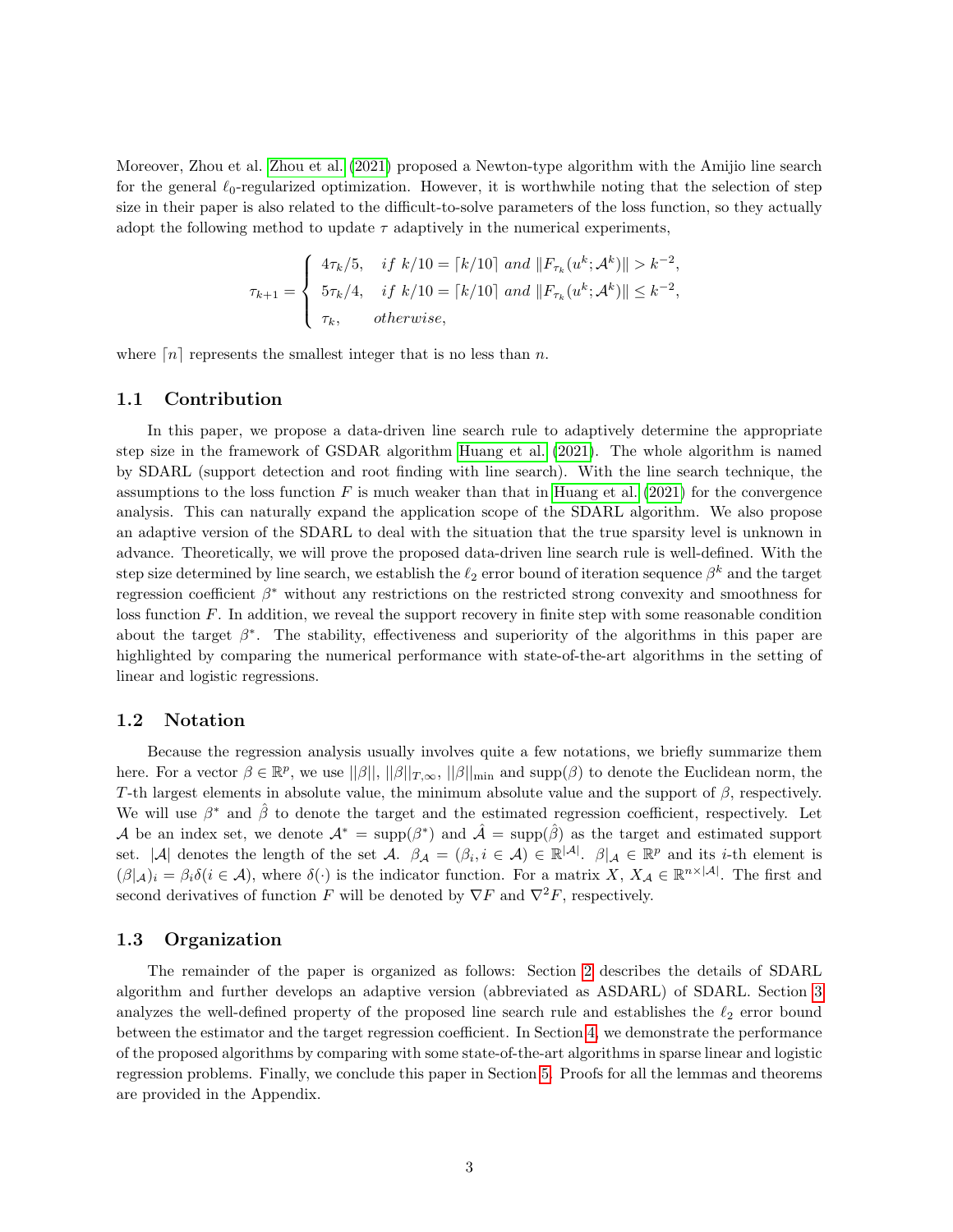Moreover, Zhou et al. Zhou et al. (2021) proposed a Newton-type algorithm with the Amijio line search for the general $\ell_0$-regularized optimization. However, it is worthwhile noting that the selection of step size in their paper is also related to the difficult-to-solve parameters of the loss function, so they actually adopt the following method to update $\tau$ adaptively in the numerical experiments,

$$
\tau_{k+1} = \begin{cases} 4\tau_k/5, & if\ k/10 = \lceil k/10 \rceil\ and\ \|F_{\tau_k}(u^k; \mathcal{A}^k)\| > k^{-2}, \\ 5\tau_k/4, & if\ k/10 = \lceil k/10 \rceil\ and\ \|F_{\tau_k}(u^k; \mathcal{A}^k)\| \leq k^{-2}, \\ \tau_k, & otherwise, \end{cases}
$$

where $\lceil n \rceil$ represents the smallest integer that is no less than $n$.

## 1.1 Contribution

In this paper, we propose a data-driven line search rule to adaptively determine the appropriate step size in the framework of GSDAR algorithm Huang et al. (2021). The whole algorithm is named by SDARL (support detection and root finding with line search). With the line search technique, the assumptions to the loss function $F$ is much weaker than that in Huang et al. (2021) for the convergence analysis. This can naturally expand the application scope of the SDARL algorithm. We also propose an adaptive version of the SDARL to deal with the situation that the true sparsity level is unknown in advance. Theoretically, we will prove the proposed data-driven line search rule is well-defined. With the step size determined by line search, we establish the $\ell_2$ error bound of iteration sequence $\beta^k$ and the target regression coefficient $\beta^*$ without any restrictions on the restricted strong convexity and smoothness for loss function $F$. In addition, we reveal the support recovery in finite step with some reasonable condition about the target $\beta^*$. The stability, effectiveness and superiority of the algorithms in this paper are highlighted by comparing the numerical performance with state-of-the-art algorithms in the setting of linear and logistic regressions.

## 1.2 Notation

Because the regression analysis usually involves quite a few notations, we briefly summarize them here. For a vector $\beta \in \mathbb{R}^p$, we use $||\beta||$, $||\beta||_{T,\infty}$, $||\beta||_{\min}$ and $\mathrm{supp}(\beta)$ to denote the Euclidean norm, the $T$-th largest elements in absolute value, the minimum absolute value and the support of $\beta$, respectively. We will use $\beta^*$ and $\hat{\beta}$ to denote the target and the estimated regression coefficient, respectively. Let $\mathcal{A}$ be an index set, we denote $\mathcal{A}^* = \mathrm{supp}(\beta^*)$ and $\hat{\mathcal{A}} = \mathrm{supp}(\hat{\beta})$ as the target and estimated support set. $|\mathcal{A}|$ denotes the length of the set $\mathcal{A}$. $\beta_{\mathcal{A}} = (\beta_i, i \in \mathcal{A}) \in \mathbb{R}^{|\mathcal{A}|}$. $\beta|_{\mathcal{A}} \in \mathbb{R}^p$ and its $i$-th element is $(\beta|_{\mathcal{A}})_i = \beta_i \delta(i \in \mathcal{A})$, where $\delta(\cdot)$ is the indicator function. For a matrix $X$, $X_{\mathcal{A}} \in \mathbb{R}^{n \times |\mathcal{A}|}$. The first and second derivatives of function $F$ will be denoted by $\nabla F$ and $\nabla^2 F$, respectively.

## 1.3 Organization

The remainder of the paper is organized as follows: Section 2 describes the details of SDARL algorithm and further develops an adaptive version (abbreviated as ASDARL) of SDARL. Section 3 analyzes the well-defined property of the proposed line search rule and establishes the $\ell_2$ error bound between the estimator and the target regression coefficient. In Section 4, we demonstrate the performance of the proposed algorithms by comparing with some state-of-the-art algorithms in sparse linear and logistic regression problems. Finally, we conclude this paper in Section 5. Proofs for all the lemmas and theorems are provided in the Appendix.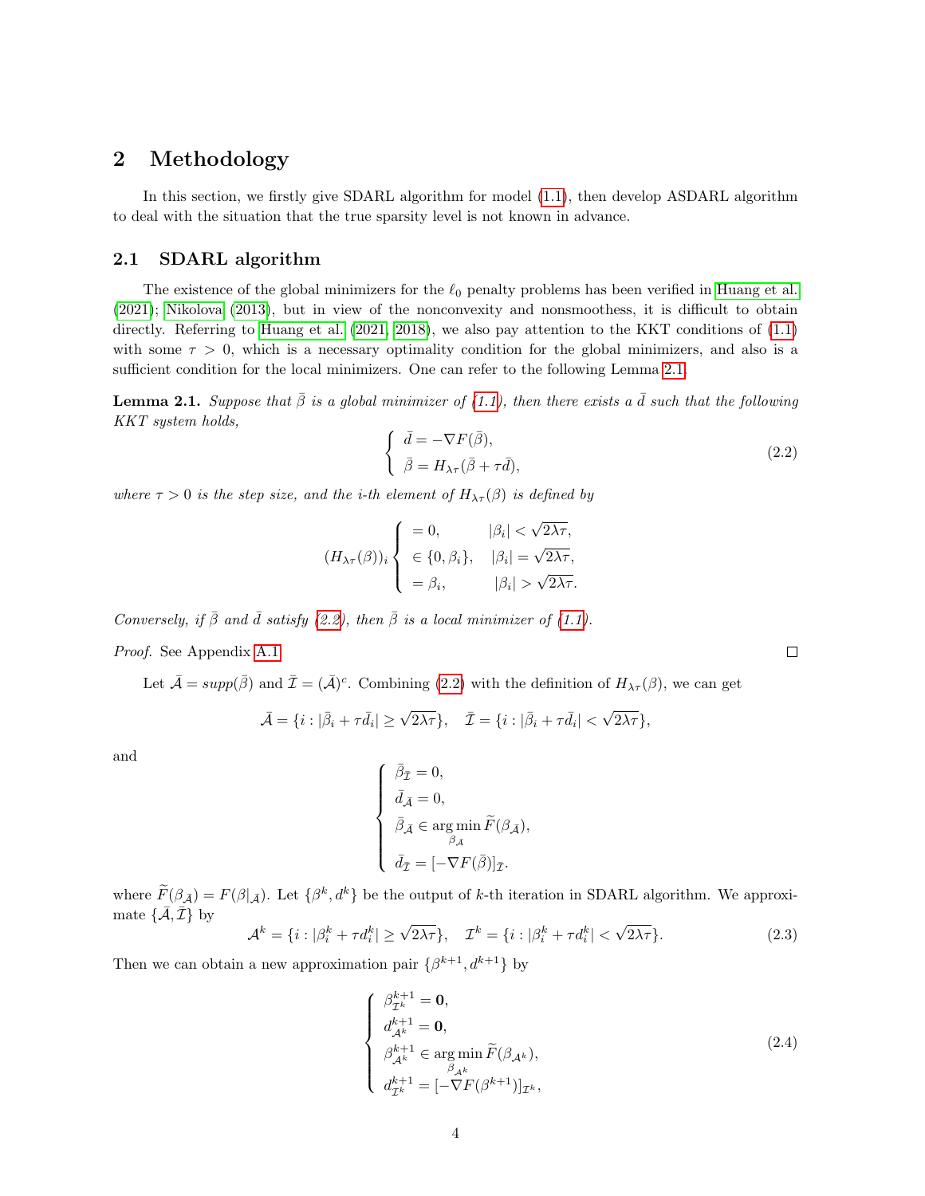## 2 Methodology

In this section, we firstly give SDARL algorithm for model (1.1), then develop ASDARL algorithm to deal with the situation that the true sparsity level is not known in advance.

### 2.1 SDARL algorithm

The existence of the global minimizers for the $\ell_0$ penalty problems has been verified in Huang et al. (2021); Nikolova (2013), but in view of the nonconvexity and nonsmoothess, it is difficult to obtain directly. Referring to Huang et al. (2021, 2018), we also pay attention to the KKT conditions of (1.1) with some $\tau > 0$, which is a necessary optimality condition for the global minimizers, and also is a sufficient condition for the local minimizers. One can refer to the following Lemma 2.1.

**Lemma 2.1.** *Suppose that $\bar{\beta}$ is a global minimizer of (1.1), then there exists a $\bar{d}$ such that the following KKT system holds,*

$$
\begin{cases} \bar{d} = -\nabla F(\bar{\beta}), \\ \bar{\beta} = H_{\lambda\tau}(\bar{\beta} + \tau \bar{d}), \end{cases} \tag{2.2}
$$

*where $\tau > 0$ is the step size, and the i-th element of $H_{\lambda\tau}(\beta)$ is defined by*

$$
(H_{\lambda\tau}(\beta))_i \begin{cases} = 0, & |\beta_i| < \sqrt{2\lambda\tau}, \\ \in \{0, \beta_i\}, & |\beta_i| = \sqrt{2\lambda\tau}, \\ = \beta_i, & |\beta_i| > \sqrt{2\lambda\tau}. \end{cases}
$$

*Conversely, if $\bar{\beta}$ and $\bar{d}$ satisfy (2.2), then $\bar{\beta}$ is a local minimizer of (1.1).*

*Proof.* See Appendix A.1 □

Let $\bar{\mathcal{A}} = supp(\bar{\beta})$ and $\bar{\mathcal{I}} = (\bar{\mathcal{A}})^c$. Combining (2.2) with the definition of $H_{\lambda\tau}(\beta)$, we can get

$$
\bar{\mathcal{A}} = \{i : |\bar{\beta}_i + \tau \bar{d}_i| \geq \sqrt{2\lambda\tau}\}, \quad \bar{\mathcal{I}} = \{i : |\bar{\beta}_i + \tau \bar{d}_i| < \sqrt{2\lambda\tau}\},
$$

and

$$
\begin{cases} \bar{\beta}_{\bar{\mathcal{I}}} = 0, \\ \bar{d}_{\bar{\mathcal{A}}} = 0, \\ \bar{\beta}_{\bar{\mathcal{A}}} \in \underset{\beta_{\bar{\mathcal{A}}}}{\arg\min}\, \widetilde{F}(\beta_{\bar{\mathcal{A}}}), \\ \bar{d}_{\bar{\mathcal{I}}} = [-\nabla F(\bar{\beta})]_{\bar{\mathcal{I}}}. \end{cases}
$$

where $\widetilde{F}(\beta_{\bar{\mathcal{A}}}) = F(\beta|_{\bar{\mathcal{A}}})$. Let $\{\beta^k, d^k\}$ be the output of $k$-th iteration in SDARL algorithm. We approximate $\{\bar{\mathcal{A}}, \bar{\mathcal{I}}\}$ by

$$
\mathcal{A}^k = \{i : |\beta_i^k + \tau d_i^k| \geq \sqrt{2\lambda\tau}\}, \quad \mathcal{I}^k = \{i : |\beta_i^k + \tau d_i^k| < \sqrt{2\lambda\tau}\}. \tag{2.3}
$$

Then we can obtain a new approximation pair $\{\beta^{k+1}, d^{k+1}\}$ by

$$
\begin{cases} \beta_{\mathcal{I}^k}^{k+1} = \mathbf{0}, \\ d_{\mathcal{A}^k}^{k+1} = \mathbf{0}, \\ \beta_{\mathcal{A}^k}^{k+1} \in \underset{\beta_{\mathcal{A}^k}}{\arg\min}\, \widetilde{F}(\beta_{\mathcal{A}^k}), \\ d_{\mathcal{I}^k}^{k+1} = [-\nabla F(\beta^{k+1})]_{\mathcal{I}^k}, \end{cases} \tag{2.4}
$$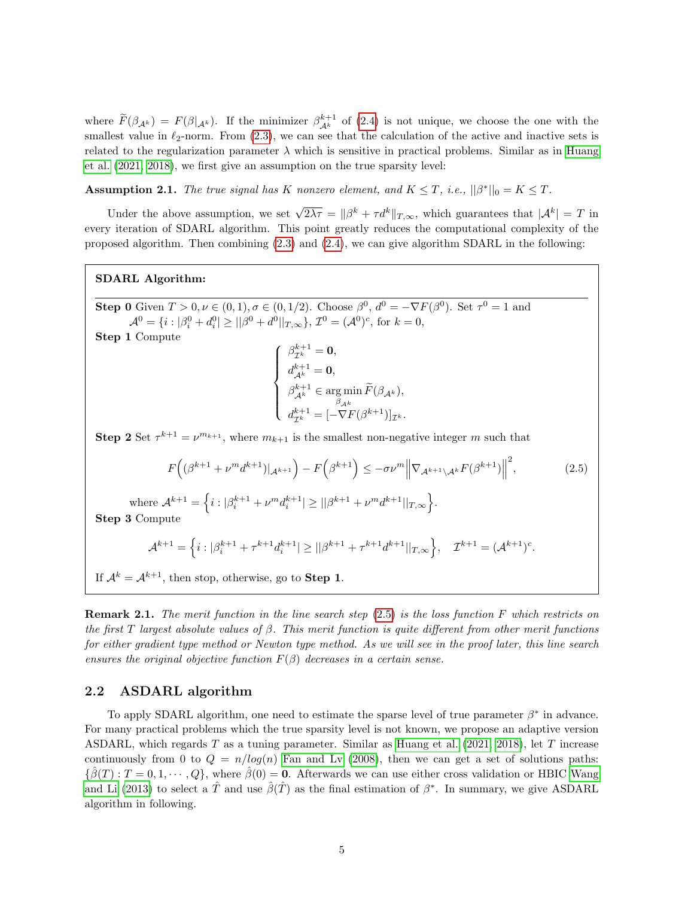where $\widetilde{F}(\beta_{\mathcal{A}^k}) = F(\beta|_{\mathcal{A}^k})$. If the minimizer $\beta^{k+1}_{\mathcal{A}^k}$ of (2.4) is not unique, we choose the one with the smallest value in $\ell_2$-norm. From (2.3), we can see that the calculation of the active and inactive sets is related to the regularization parameter $\lambda$ which is sensitive in practical problems. Similar as in Huang et al. (2021, 2018), we first give an assumption on the true sparsity level:

**Assumption 2.1.** *The true signal has $K$ nonzero element, and $K \leq T$, i.e., $||\beta^*||_0 = K \leq T$.*

Under the above assumption, we set $\sqrt{2\lambda\tau} = \|\beta^k + \tau d^k\|_{T,\infty}$, which guarantees that $|\mathcal{A}^k| = T$ in every iteration of SDARL algorithm. This point greatly reduces the computational complexity of the proposed algorithm. Then combining (2.3) and (2.4), we can give algorithm SDARL in the following:

---

**SDARL Algorithm:**

---

**Step 0** Given $T > 0, \nu \in (0,1), \sigma \in (0, 1/2)$. Choose $\beta^0$, $d^0 = -\nabla F(\beta^0)$. Set $\tau^0 = 1$ and $\mathcal{A}^0 = \{i : |\beta^0_i + d^0_i| \geq ||\beta^0 + d^0||_{T,\infty}\}$, $\mathcal{I}^0 = (\mathcal{A}^0)^c$, for $k = 0$,

**Step 1** Compute

$$
\begin{cases}
\beta^{k+1}_{\mathcal{I}^k} = \mathbf{0}, \\
d^{k+1}_{\mathcal{A}^k} = \mathbf{0}, \\
\beta^{k+1}_{\mathcal{A}^k} \in \underset{\beta_{\mathcal{A}^k}}{\arg\min}\, \widetilde{F}(\beta_{\mathcal{A}^k}), \\
d^{k+1}_{\mathcal{I}^k} = [-\nabla F(\beta^{k+1})]_{\mathcal{I}^k}.
\end{cases}
$$

**Step 2** Set $\tau^{k+1} = \nu^{m_{k+1}}$, where $m_{k+1}$ is the smallest non-negative integer $m$ such that

$$
F\Big((\beta^{k+1} + \nu^m d^{k+1})|_{\mathcal{A}^{k+1}}\Big) - F\Big(\beta^{k+1}\Big) \leq -\sigma \nu^m \Big\|\nabla_{\mathcal{A}^{k+1}\setminus\mathcal{A}^k} F(\beta^{k+1})\Big\|^2, \tag{2.5}
$$

where $\mathcal{A}^{k+1} = \Big\{i : |\beta^{k+1}_i + \nu^m d^{k+1}_i| \geq ||\beta^{k+1} + \nu^m d^{k+1}||_{T,\infty}\Big\}$.

**Step 3** Compute

$$
\mathcal{A}^{k+1} = \Big\{i : |\beta^{k+1}_i + \tau^{k+1} d^{k+1}_i| \geq ||\beta^{k+1} + \tau^{k+1} d^{k+1}||_{T,\infty}\Big\}, \quad \mathcal{I}^{k+1} = (\mathcal{A}^{k+1})^c.
$$

If $\mathcal{A}^k = \mathcal{A}^{k+1}$, then stop, otherwise, go to **Step 1**.

---

**Remark 2.1.** *The merit function in the line search step (2.5) is the loss function $F$ which restricts on the first $T$ largest absolute values of $\beta$. This merit function is quite different from other merit functions for either gradient type method or Newton type method. As we will see in the proof later, this line search ensures the original objective function $F(\beta)$ decreases in a certain sense.*

## 2.2 ASDARL algorithm

To apply SDARL algorithm, one need to estimate the sparse level of true parameter $\beta^*$ in advance. For many practical problems which the true sparsity level is not known, we propose an adaptive version ASDARL, which regards $T$ as a tuning parameter. Similar as Huang et al. (2021, 2018), let $T$ increase continuously from 0 to $Q = n/log(n)$ Fan and Lv (2008), then we can get a set of solutions paths: $\{\hat{\beta}(T) : T = 0, 1, \cdots, Q\}$, where $\hat{\beta}(0) = \mathbf{0}$. Afterwards we can use either cross validation or HBIC Wang and Li (2013) to select a $\hat{T}$ and use $\hat{\beta}(\hat{T})$ as the final estimation of $\beta^*$. In summary, we give ASDARL algorithm in following.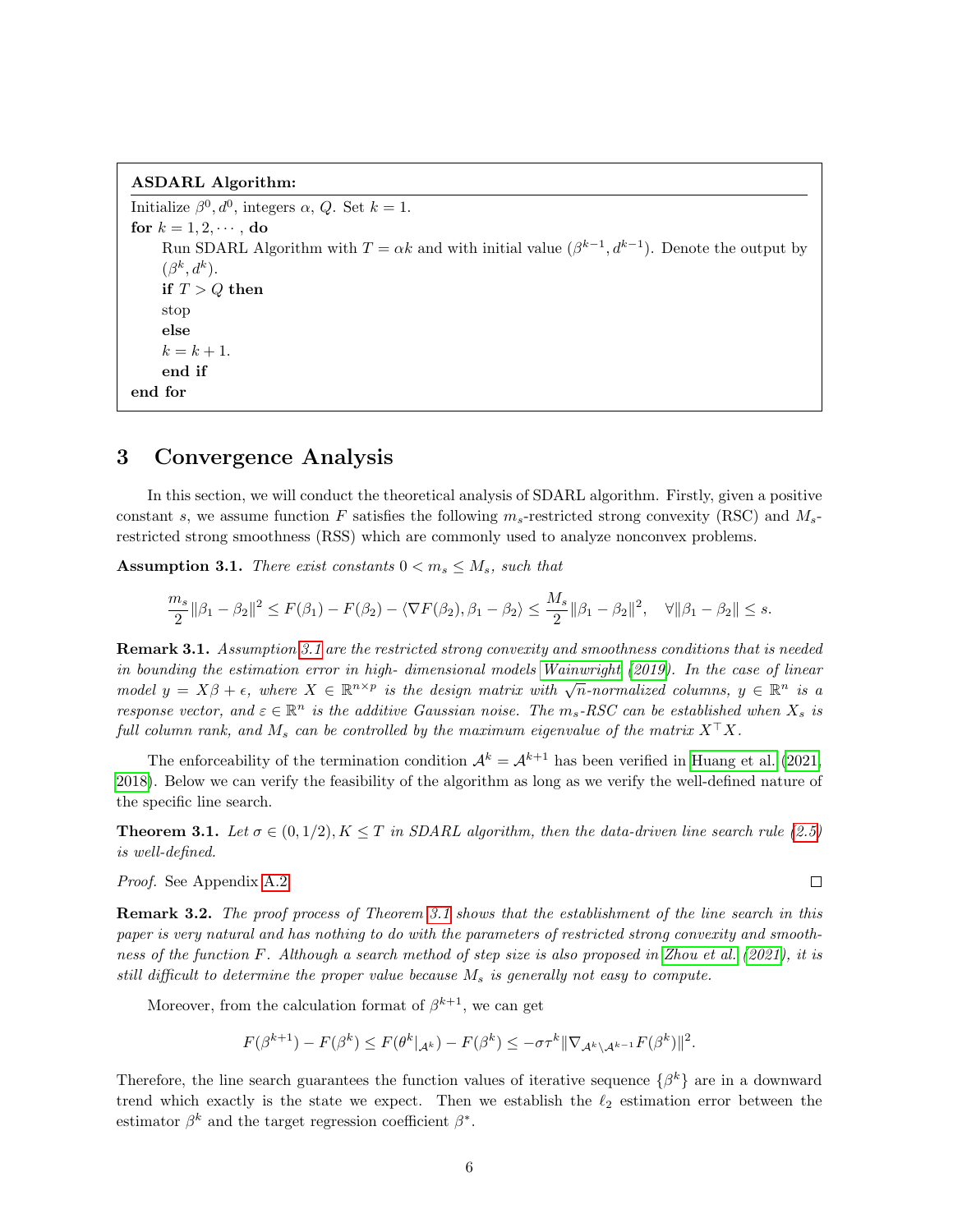**ASDARL Algorithm:**

Initialize $\beta^0, d^0$, integers $\alpha$, $Q$. Set $k = 1$.
**for** $k = 1, 2, \cdots$, **do**
  Run SDARL Algorithm with $T = \alpha k$ and with initial value $(\beta^{k-1}, d^{k-1})$. Denote the output by $(\beta^k, d^k)$.
  **if** $T > Q$ **then**
  stop
  **else**
  $k = k + 1$.
  **end if**
**end for**

# 3 Convergence Analysis

In this section, we will conduct the theoretical analysis of SDARL algorithm. Firstly, given a positive constant $s$, we assume function $F$ satisfies the following $m_s$-restricted strong convexity (RSC) and $M_s$-restricted strong smoothness (RSS) which are commonly used to analyze nonconvex problems.

**Assumption 3.1.** *There exist constants $0 < m_s \leq M_s$, such that*

$$\frac{m_s}{2}\|\beta_1 - \beta_2\|^2 \leq F(\beta_1) - F(\beta_2) - \langle \nabla F(\beta_2), \beta_1 - \beta_2 \rangle \leq \frac{M_s}{2}\|\beta_1 - \beta_2\|^2, \quad \forall \|\beta_1 - \beta_2\| \leq s.$$

**Remark 3.1.** *Assumption 3.1 are the restricted strong convexity and smoothness conditions that is needed in bounding the estimation error in high- dimensional models Wainwright (2019). In the case of linear model $y = X\beta + \epsilon$, where $X \in \mathbb{R}^{n\times p}$ is the design matrix with $\sqrt{n}$-normalized columns, $y \in \mathbb{R}^n$ is a response vector, and $\varepsilon \in \mathbb{R}^n$ is the additive Gaussian noise. The $m_s$-RSC can be established when $X_s$ is full column rank, and $M_s$ can be controlled by the maximum eigenvalue of the matrix $X^\top X$.*

The enforceability of the termination condition $\mathcal{A}^k = \mathcal{A}^{k+1}$ has been verified in Huang et al. (2021, 2018). Below we can verify the feasibility of the algorithm as long as we verify the well-defined nature of the specific line search.

**Theorem 3.1.** *Let $\sigma \in (0, 1/2), K \leq T$ in SDARL algorithm, then the data-driven line search rule (2.5) is well-defined.*

*Proof.* See Appendix A.2 □

**Remark 3.2.** *The proof process of Theorem 3.1 shows that the establishment of the line search in this paper is very natural and has nothing to do with the parameters of restricted strong convexity and smoothness of the function $F$. Although a search method of step size is also proposed in Zhou et al. (2021), it is still difficult to determine the proper value because $M_s$ is generally not easy to compute.*

Moreover, from the calculation format of $\beta^{k+1}$, we can get

$$F(\beta^{k+1}) - F(\beta^k) \leq F(\theta^k|_{\mathcal{A}^k}) - F(\beta^k) \leq -\sigma\tau^k \|\nabla_{\mathcal{A}^k \setminus \mathcal{A}^{k-1}} F(\beta^k)\|^2.$$

Therefore, the line search guarantees the function values of iterative sequence $\{\beta^k\}$ are in a downward trend which exactly is the state we expect. Then we establish the $\ell_2$ estimation error between the estimator $\beta^k$ and the target regression coefficient $\beta^*$.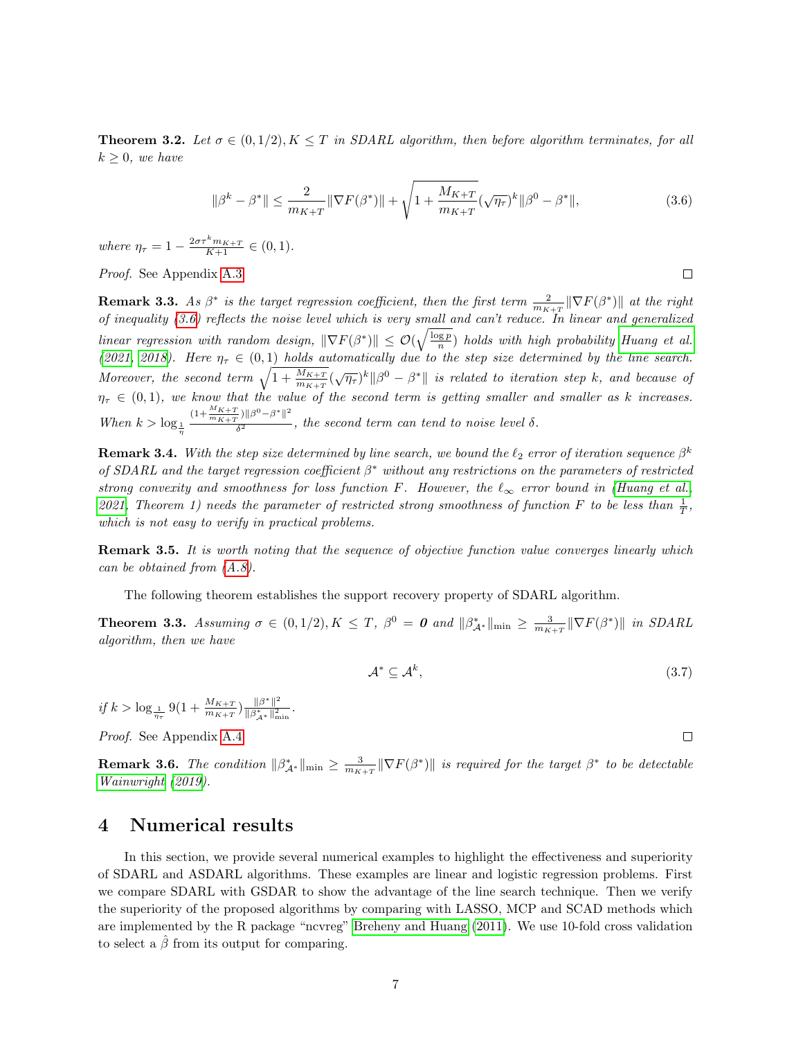**Theorem 3.2.** *Let $\sigma \in (0, 1/2), K \leq T$ in SDARL algorithm, then before algorithm terminates, for all $k \geq 0$, we have*

$$\|\beta^k - \beta^*\| \leq \frac{2}{m_{K+T}}\|\nabla F(\beta^*)\| + \sqrt{1 + \frac{M_{K+T}}{m_{K+T}}}(\sqrt{\eta_\tau})^k \|\beta^0 - \beta^*\|, \tag{3.6}$$

*where $\eta_\tau = 1 - \frac{2\sigma\tau^k m_{K+T}}{K+1} \in (0, 1)$.*

*Proof.* See Appendix A.3 ◻

**Remark 3.3.** *As $\beta^*$ is the target regression coefficient, then the first term $\frac{2}{m_{K+T}}\|\nabla F(\beta^*)\|$ at the right of inequality (3.6) reflects the noise level which is very small and can't reduce. In linear and generalized linear regression with random design, $\|\nabla F(\beta^*)\| \leq \mathcal{O}(\sqrt{\frac{\log p}{n}})$ holds with high probability Huang et al. (2021, 2018). Here $\eta_\tau \in (0, 1)$ holds automatically due to the step size determined by the line search. Moreover, the second term $\sqrt{1 + \frac{M_{K+T}}{m_{K+T}}}(\sqrt{\eta_\tau})^k\|\beta^0 - \beta^*\|$ is related to iteration step $k$, and because of $\eta_\tau \in (0, 1)$, we know that the value of the second term is getting smaller and smaller as $k$ increases. When $k > \log_{\frac{1}{\eta}} \frac{(1+\frac{M_{K+T}}{m_{K+T}})\|\beta^0 - \beta^*\|^2}{\delta^2}$, the second term can tend to noise level $\delta$.*

**Remark 3.4.** *With the step size determined by line search, we bound the $\ell_2$ error of iteration sequence $\beta^k$ of SDARL and the target regression coefficient $\beta^*$ without any restrictions on the parameters of restricted strong convexity and smoothness for loss function $F$. However, the $\ell_\infty$ error bound in (Huang et al., 2021, Theorem 1) needs the parameter of restricted strong smoothness of function $F$ to be less than $\frac{1}{T}$, which is not easy to verify in practical problems.*

**Remark 3.5.** *It is worth noting that the sequence of objective function value converges linearly which can be obtained from (A.8).*

The following theorem establishes the support recovery property of SDARL algorithm.

**Theorem 3.3.** *Assuming $\sigma \in (0, 1/2), K \leq T$, $\beta^0 = \mathbf{0}$ and $\|\beta^*_{\mathcal{A}^*}\|_{\min} \geq \frac{3}{m_{K+T}}\|\nabla F(\beta^*)\|$ in SDARL algorithm, then we have*

$$\mathcal{A}^* \subseteq \mathcal{A}^k, \tag{3.7}$$

*if $k > \log_{\frac{1}{\eta_\tau}} 9(1 + \frac{M_{K+T}}{m_{K+T}})\frac{\|\beta^*\|^2}{\|\beta^*_{\mathcal{A}^*}\|^2_{\min}}$.*

*Proof.* See Appendix A.4 ◻

**Remark 3.6.** *The condition $\|\beta^*_{\mathcal{A}^*}\|_{\min} \geq \frac{3}{m_{K+T}}\|\nabla F(\beta^*)\|$ is required for the target $\beta^*$ to be detectable Wainwright (2019).*

# 4 Numerical results

In this section, we provide several numerical examples to highlight the effectiveness and superiority of SDARL and ASDARL algorithms. These examples are linear and logistic regression problems. First we compare SDARL with GSDAR to show the advantage of the line search technique. Then we verify the superiority of the proposed algorithms by comparing with LASSO, MCP and SCAD methods which are implemented by the R package "ncvreg" Breheny and Huang (2011). We use 10-fold cross validation to select a $\hat{\beta}$ from its output for comparing.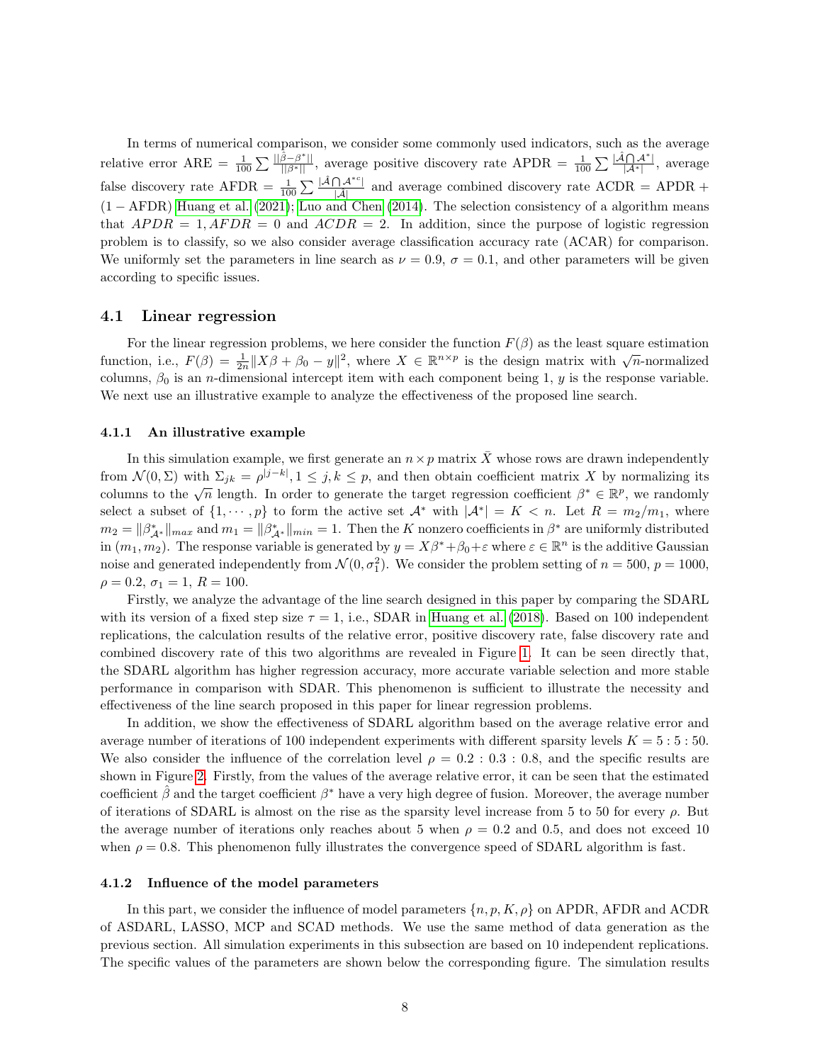In terms of numerical comparison, we consider some commonly used indicators, such as the average relative error ARE $= \frac{1}{100}\sum \frac{\|\hat{\beta}-\beta^*\|}{\|\beta^*\|}$, average positive discovery rate APDR $= \frac{1}{100}\sum \frac{|\hat{\mathcal{A}}\bigcap \mathcal{A}^*|}{|\mathcal{A}^*|}$, average false discovery rate AFDR $= \frac{1}{100}\sum \frac{|\hat{\mathcal{A}}\bigcap \mathcal{A}^{*c}|}{|\hat{\mathcal{A}}|}$ and average combined discovery rate ACDR = APDR + (1 − AFDR) Huang et al. (2021); Luo and Chen (2014). The selection consistency of a algorithm means that $APDR = 1, AFDR = 0$ and $ACDR = 2$. In addition, since the purpose of logistic regression problem is to classify, so we also consider average classification accuracy rate (ACAR) for comparison. We uniformly set the parameters in line search as $\nu = 0.9$, $\sigma = 0.1$, and other parameters will be given according to specific issues.

## 4.1 Linear regression

For the linear regression problems, we here consider the function $F(\beta)$ as the least square estimation function, i.e., $F(\beta) = \frac{1}{2n}\|X\beta + \beta_0 - y\|^2$, where $X \in \mathbb{R}^{n\times p}$ is the design matrix with $\sqrt{n}$-normalized columns, $\beta_0$ is an $n$-dimensional intercept item with each component being 1, $y$ is the response variable. We next use an illustrative example to analyze the effectiveness of the proposed line search.

### 4.1.1 An illustrative example

In this simulation example, we first generate an $n \times p$ matrix $\bar{X}$ whose rows are drawn independently from $\mathcal{N}(0, \Sigma)$ with $\Sigma_{jk} = \rho^{|j-k|}, 1 \leq j, k \leq p$, and then obtain coefficient matrix $X$ by normalizing its columns to the $\sqrt{n}$ length. In order to generate the target regression coefficient $\beta^* \in \mathbb{R}^p$, we randomly select a subset of $\{1, \cdots, p\}$ to form the active set $\mathcal{A}^*$ with $|\mathcal{A}^*| = K < n$. Let $R = m_2/m_1$, where $m_2 = \|\beta^*_{\mathcal{A}^*}\|_{max}$ and $m_1 = \|\beta^*_{\mathcal{A}^*}\|_{min} = 1$. Then the $K$ nonzero coefficients in $\beta^*$ are uniformly distributed in $(m_1, m_2)$. The response variable is generated by $y = X\beta^* + \beta_0 + \varepsilon$ where $\varepsilon \in \mathbb{R}^n$ is the additive Gaussian noise and generated independently from $\mathcal{N}(0, \sigma_1^2)$. We consider the problem setting of $n = 500$, $p = 1000$, $\rho = 0.2$, $\sigma_1 = 1$, $R = 100$.

Firstly, we analyze the advantage of the line search designed in this paper by comparing the SDARL with its version of a fixed step size $\tau = 1$, i.e., SDAR in Huang et al. (2018). Based on 100 independent replications, the calculation results of the relative error, positive discovery rate, false discovery rate and combined discovery rate of this two algorithms are revealed in Figure 1. It can be seen directly that, the SDARL algorithm has higher regression accuracy, more accurate variable selection and more stable performance in comparison with SDAR. This phenomenon is sufficient to illustrate the necessity and effectiveness of the line search proposed in this paper for linear regression problems.

In addition, we show the effectiveness of SDARL algorithm based on the average relative error and average number of iterations of 100 independent experiments with different sparsity levels $K = 5 : 5 : 50$. We also consider the influence of the correlation level $\rho = 0.2 : 0.3 : 0.8$, and the specific results are shown in Figure 2. Firstly, from the values of the average relative error, it can be seen that the estimated coefficient $\hat{\beta}$ and the target coefficient $\beta^*$ have a very high degree of fusion. Moreover, the average number of iterations of SDARL is almost on the rise as the sparsity level increase from 5 to 50 for every $\rho$. But the average number of iterations only reaches about 5 when $\rho = 0.2$ and 0.5, and does not exceed 10 when $\rho = 0.8$. This phenomenon fully illustrates the convergence speed of SDARL algorithm is fast.

### 4.1.2 Influence of the model parameters

In this part, we consider the influence of model parameters $\{n, p, K, \rho\}$ on APDR, AFDR and ACDR of ASDARL, LASSO, MCP and SCAD methods. We use the same method of data generation as the previous section. All simulation experiments in this subsection are based on 10 independent replications. The specific values of the parameters are shown below the corresponding figure. The simulation results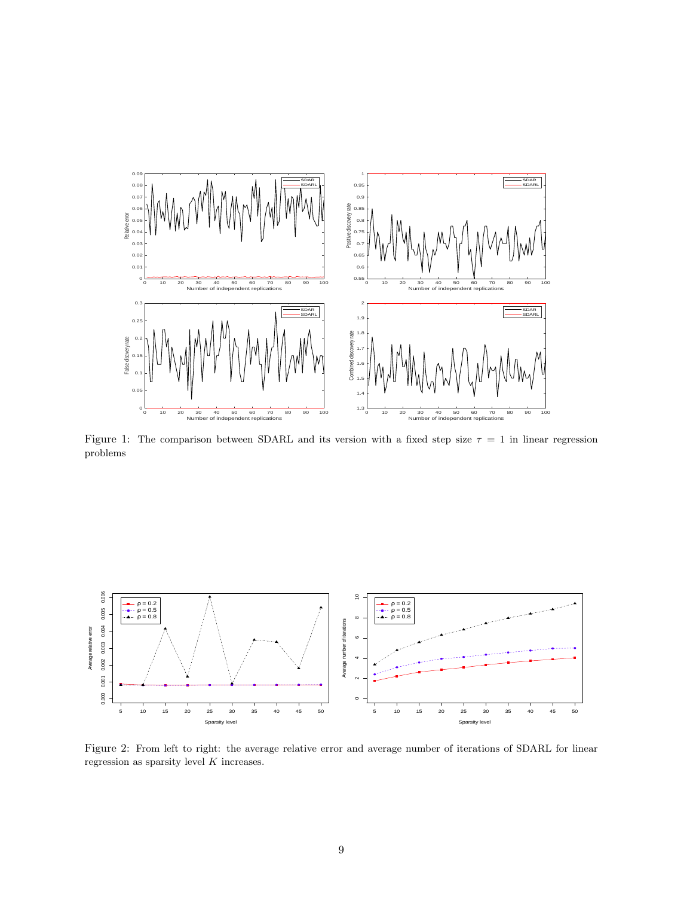Relative error

SDAR
SDARL

0.09
0.08
0.07
0.06
0.05
0.04
0.03
0.02
0.01
0

0 10 20 30 40 50 60 70 80 90 100

Number of independent replications

Positive discovery rate

SDAR
SDARL

1
0.95
0.9
0.85
0.8
0.75
0.7
0.65
0.6
0.55

0 10 20 30 40 50 60 70 80 90 100

Number of independent replications

False discovery rate

SDAR
SDARL

0.3
0.25
0.2
0.15
0.1
0.05
0

0 10 20 30 40 50 60 70 80 90 100

Number of independent replications

Combined discovery rate

SDAR
SDARL

2
1.9
1.8
1.7
1.6
1.5
1.4
1.3

0 10 20 30 40 50 60 70 80 90 100

Number of independent replications

Figure 1: The comparison between SDARL and its version with a fixed step size $\tau = 1$ in linear regression problems

Average relative error

ρ = 0.2
ρ = 0.5
ρ = 0.8

0.000 0.001 0.002 0.003 0.004 0.005 0.006

5 10 15 20 25 30 35 40 45 50

Sparsity level

Average number of iterations

ρ = 0.2
ρ = 0.5
ρ = 0.8

0 2 4 6 8 10

5 10 15 20 25 30 35 40 45 50

Sparsity level

Figure 2: From left to right: the average relative error and average number of iterations of SDARL for linear regression as sparsity level $K$ increases.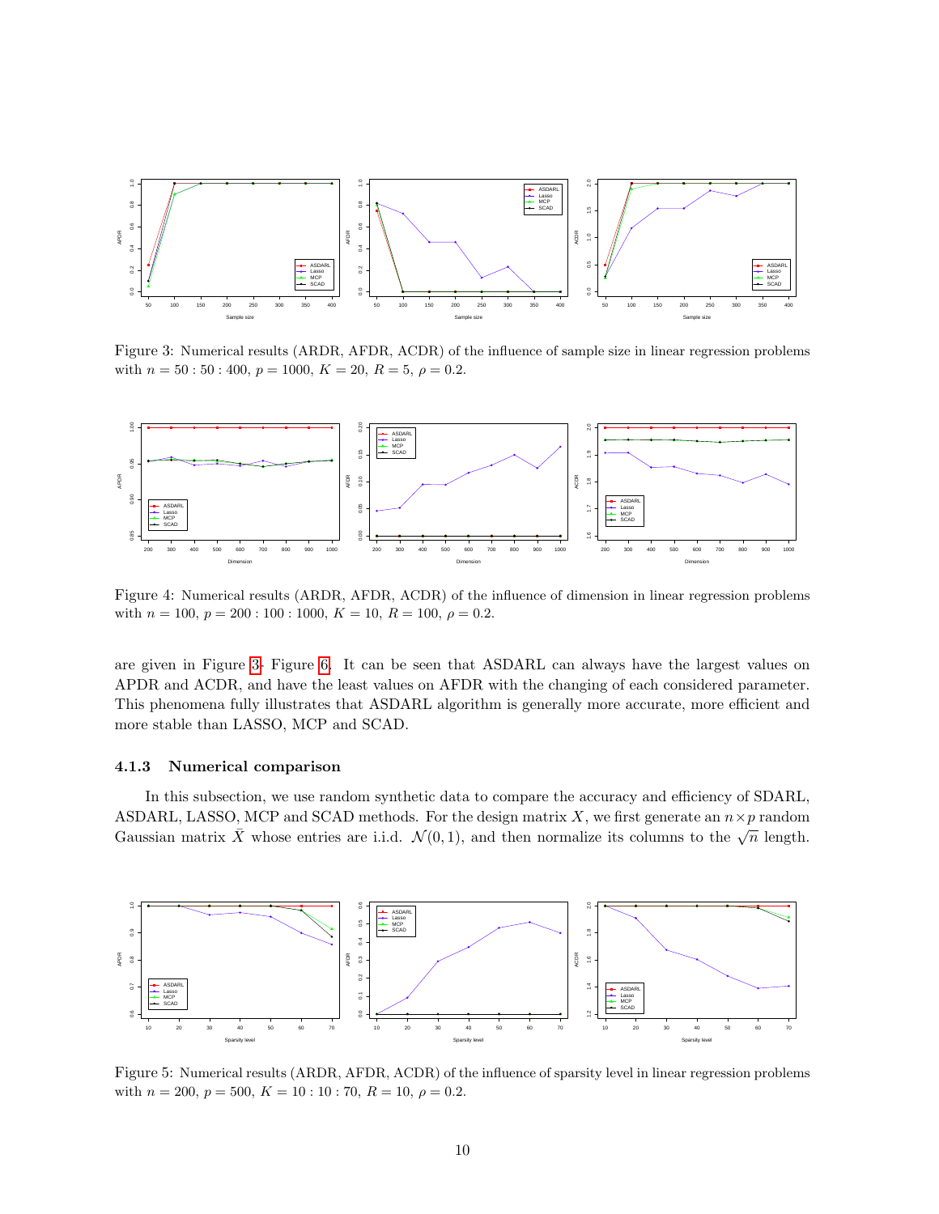APDR

0.0 0.2 0.4 0.6 0.8 1.0

50 100 150 200 250 300 350 400

Sample size

ASDARL
Lasso
MCP
SCAD

AFDR

0.0 0.2 0.4 0.6 0.8 1.0

50 100 150 200 250 300 350 400

Sample size

ASDARL
Lasso
MCP
SCAD

ACDR

0.0 0.5 1.0 1.5 2.0

50 100 150 200 250 300 350 400

Sample size

ASDARL
Lasso
MCP
SCAD

Figure 3: Numerical results (ARDR, AFDR, ACDR) of the influence of sample size in linear regression problems with $n = 50 : 50 : 400$, $p = 1000$, $K = 20$, $R = 5$, $\rho = 0.2$.

APDR

0.85 0.90 0.95 1.00

200 300 400 500 600 700 800 900 1000

Dimension

ASDARL
Lasso
MCP
SCAD

AFDR

0.00 0.05 0.10 0.15 0.20

200 300 400 500 600 700 800 900 1000

Dimension

ASDARL
Lasso
MCP
SCAD

ACDR

1.6 1.7 1.8 1.9 2.0

200 300 400 500 600 700 800 900 1000

Dimension

ASDARL
Lasso
MCP
SCAD

Figure 4: Numerical results (ARDR, AFDR, ACDR) of the influence of dimension in linear regression problems with $n = 100$, $p = 200 : 100 : 1000$, $K = 10$, $R = 100$, $\rho = 0.2$.

are given in Figure 3- Figure 6. It can be seen that ASDARL can always have the largest values on APDR and ACDR, and have the least values on AFDR with the changing of each considered parameter. This phenomena fully illustrates that ASDARL algorithm is generally more accurate, more efficient and more stable than LASSO, MCP and SCAD.

### 4.1.3 Numerical comparison

In this subsection, we use random synthetic data to compare the accuracy and efficiency of SDARL, ASDARL, LASSO, MCP and SCAD methods. For the design matrix $X$, we first generate an $n \times p$ random Gaussian matrix $\bar{X}$ whose entries are i.i.d. $\mathcal{N}(0, 1)$, and then normalize its columns to the $\sqrt{n}$ length.

APDR

0.6 0.7 0.8 0.9 1.0

10 20 30 40 50 60 70

Sparsity level

ASDARL
Lasso
MCP
SCAD

AFDR

0.0 0.1 0.2 0.3 0.4 0.5 0.6

10 20 30 40 50 60 70

Sparsity level

ASDARL
Lasso
MCP
SCAD

ACDR

1.2 1.4 1.6 1.8 2.0

10 20 30 40 50 60 70

Sparsity level

ASDARL
Lasso
MCP
SCAD

Figure 5: Numerical results (ARDR, AFDR, ACDR) of the influence of sparsity level in linear regression problems with $n = 200$, $p = 500$, $K = 10 : 10 : 70$, $R = 10$, $\rho = 0.2$.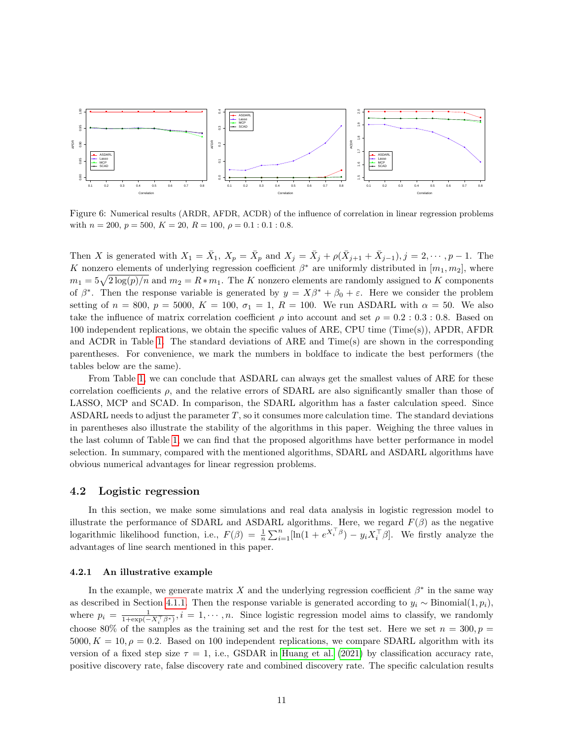ASDARL
Lasso
MCP
SCAD

APDR

1.00
0.95
0.90
0.85
0.80

0.1 0.2 0.3 0.4 0.5 0.6 0.7 0.8

Correlation

ASDARL
Lasso
MCP
SCAD

AFDR

0.4
0.3
0.2
0.1
0.0

0.1 0.2 0.3 0.4 0.5 0.6 0.7 0.8

Correlation

ASDARL
Lasso
MCP
SCAD

ACDR

2.0
1.9
1.8
1.7
1.6
1.5

0.1 0.2 0.3 0.4 0.5 0.6 0.7 0.8

Correlation

Figure 6: Numerical results (ARDR, AFDR, ACDR) of the influence of correlation in linear regression problems with $n = 200$, $p = 500$, $K = 20$, $R = 100$, $\rho = 0.1 : 0.1 : 0.8$.

Then $X$ is generated with $X_1 = \bar{X}_1$, $X_p = \bar{X}_p$ and $X_j = \bar{X}_j + \rho(\bar{X}_{j+1} + \bar{X}_{j-1}), j = 2, \cdots, p-1$. The $K$ nonzero elements of underlying regression coefficient $\beta^*$ are uniformly distributed in $[m_1, m_2]$, where $m_1 = 5\sqrt{2\log(p)/n}$ and $m_2 = R * m_1$. The $K$ nonzero elements are randomly assigned to $K$ components of $\beta^*$. Then the response variable is generated by $y = X\beta^* + \beta_0 + \varepsilon$. Here we consider the problem setting of $n = 800$, $p = 5000$, $K = 100$, $\sigma_1 = 1$, $R = 100$. We run ASDARL with $\alpha = 50$. We also take the influence of matrix correlation coefficient $\rho$ into account and set $\rho = 0.2 : 0.3 : 0.8$. Based on 100 independent replications, we obtain the specific values of ARE, CPU time (Time(s)), APDR, AFDR and ACDR in Table 1. The standard deviations of ARE and Time(s) are shown in the corresponding parentheses. For convenience, we mark the numbers in boldface to indicate the best performers (the tables below are the same).

From Table 1, we can conclude that ASDARL can always get the smallest values of ARE for these correlation coefficients $\rho$, and the relative errors of SDARL are also significantly smaller than those of LASSO, MCP and SCAD. In comparison, the SDARL algorithm has a faster calculation speed. Since ASDARL needs to adjust the parameter $T$, so it consumes more calculation time. The standard deviations in parentheses also illustrate the stability of the algorithms in this paper. Weighing the three values in the last column of Table 1, we can find that the proposed algorithms have better performance in model selection. In summary, compared with the mentioned algorithms, SDARL and ASDARL algorithms have obvious numerical advantages for linear regression problems.

## 4.2 Logistic regression

In this section, we make some simulations and real data analysis in logistic regression model to illustrate the performance of SDARL and ASDARL algorithms. Here, we regard $F(\beta)$ as the negative logarithmic likelihood function, i.e., $F(\beta) = \frac{1}{n}\sum_{i=1}^{n}[\ln(1 + e^{X_i^\top \beta}) - y_i X_i^\top \beta]$. We firstly analyze the advantages of line search mentioned in this paper.

### 4.2.1 An illustrative example

In the example, we generate matrix $X$ and the underlying regression coefficient $\beta^*$ in the same way as described in Section 4.1.1. Then the response variable is generated according to $y_i \sim \text{Binomial}(1, p_i)$, where $p_i = \frac{1}{1+\exp(-X_i^\top \beta^*)}, i = 1, \cdots, n$. Since logistic regression model aims to classify, we randomly choose 80% of the samples as the training set and the rest for the test set. Here we set $n = 300, p = 5000, K = 10, \rho = 0.2$. Based on 100 independent replications, we compare SDARL algorithm with its version of a fixed step size $\tau = 1$, i.e., GSDAR in Huang et al. (2021) by classification accuracy rate, positive discovery rate, false discovery rate and combined discovery rate. The specific calculation results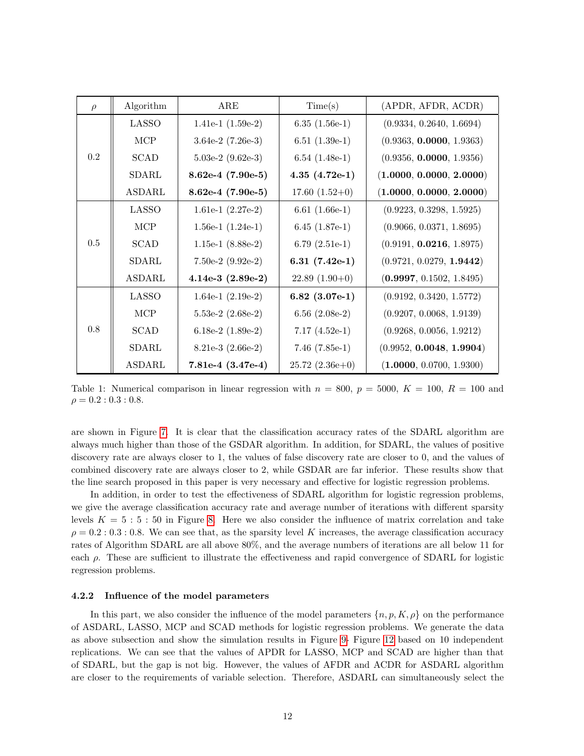| $\rho$ | Algorithm | ARE | Time(s) | (APDR, AFDR, ACDR) |
|---|---|---|---|---|
| 0.2 | LASSO | 1.41e-1 (1.59e-2) | 6.35 (1.56e-1) | (0.9334, 0.2640, 1.6694) |
| | MCP | 3.64e-2 (7.26e-3) | 6.51 (1.39e-1) | (0.9363, **0.0000**, 1.9363) |
| | SCAD | 5.03e-2 (9.62e-3) | 6.54 (1.48e-1) | (0.9356, **0.0000**, 1.9356) |
| | SDARL | **8.62e-4 (7.90e-5)** | **4.35 (4.72e-1)** | (**1.0000**, **0.0000**, **2.0000**) |
| | ASDARL | **8.62e-4 (7.90e-5)** | 17.60 (1.52+0) | (**1.0000**, **0.0000**, **2.0000**) |
| 0.5 | LASSO | 1.61e-1 (2.27e-2) | 6.61 (1.66e-1) | (0.9223, 0.3298, 1.5925) |
| | MCP | 1.56e-1 (1.24e-1) | 6.45 (1.87e-1) | (0.9066, 0.0371, 1.8695) |
| | SCAD | 1.15e-1 (8.88e-2) | 6.79 (2.51e-1) | (0.9191, **0.0216**, 1.8975) |
| | SDARL | 7.50e-2 (9.92e-2) | **6.31 (7.42e-1)** | (0.9721, 0.0279, **1.9442**) |
| | ASDARL | **4.14e-3 (2.89e-2)** | 22.89 (1.90+0) | (**0.9997**, 0.1502, 1.8495) |
| 0.8 | LASSO | 1.64e-1 (2.19e-2) | **6.82 (3.07e-1)** | (0.9192, 0.3420, 1.5772) |
| | MCP | 5.53e-2 (2.68e-2) | 6.56 (2.08e-2) | (0.9207, 0.0068, 1.9139) |
| | SCAD | 6.18e-2 (1.89e-2) | 7.17 (4.52e-1) | (0.9268, 0.0056, 1.9212) |
| | SDARL | 8.21e-3 (2.66e-2) | 7.46 (7.85e-1) | (0.9952, **0.0048**, **1.9904**) |
| | ASDARL | **7.81e-4 (3.47e-4)** | 25.72 (2.36e+0) | (**1.0000**, 0.0700, 1.9300) |

Table 1: Numerical comparison in linear regression with $n = 800$, $p = 5000$, $K = 100$, $R = 100$ and $\rho = 0.2 : 0.3 : 0.8$.

are shown in Figure 7. It is clear that the classification accuracy rates of the SDARL algorithm are always much higher than those of the GSDAR algorithm. In addition, for SDARL, the values of positive discovery rate are always closer to 1, the values of false discovery rate are closer to 0, and the values of combined discovery rate are always closer to 2, while GSDAR are far inferior. These results show that the line search proposed in this paper is very necessary and effective for logistic regression problems.

In addition, in order to test the effectiveness of SDARL algorithm for logistic regression problems, we give the average classification accuracy rate and average number of iterations with different sparsity levels $K = 5 : 5 : 50$ in Figure 8. Here we also consider the influence of matrix correlation and take $\rho = 0.2 : 0.3 : 0.8$. We can see that, as the sparsity level $K$ increases, the average classification accuracy rates of Algorithm SDARL are all above 80%, and the average numbers of iterations are all below 11 for each $\rho$. These are sufficient to illustrate the effectiveness and rapid convergence of SDARL for logistic regression problems.

#### 4.2.2 Influence of the model parameters

In this part, we also consider the influence of the model parameters $\{n, p, K, \rho\}$ on the performance of ASDARL, LASSO, MCP and SCAD methods for logistic regression problems. We generate the data as above subsection and show the simulation results in Figure 9- Figure 12 based on 10 independent replications. We can see that the values of APDR for LASSO, MCP and SCAD are higher than that of SDARL, but the gap is not big. However, the values of AFDR and ACDR for ASDARL algorithm are closer to the requirements of variable selection. Therefore, ASDARL can simultaneously select the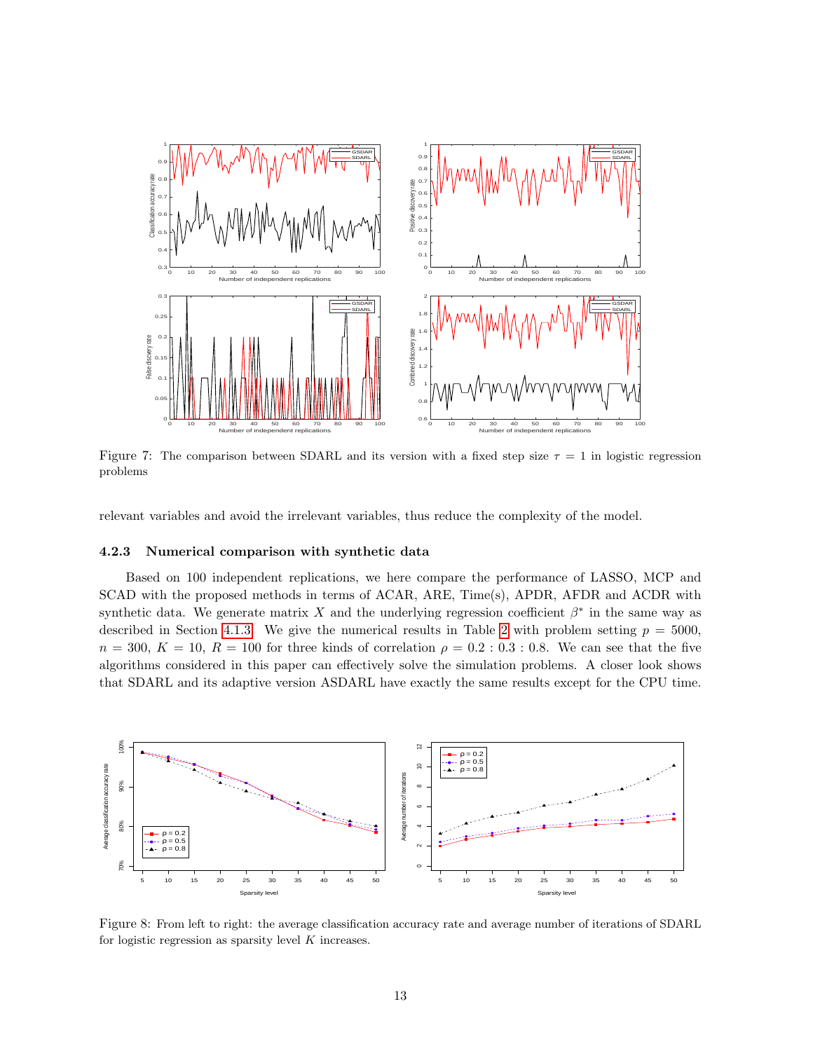Classification accuracy rate

1
0.9
0.8
0.7
0.6
0.5
0.4
0.3

0 10 20 30 40 50 60 70 80 90 100

Number of independent replications

GSDAR
SDARL

Positive discovery rate

1
0.9
0.8
0.7
0.6
0.5
0.4
0.3
0.2
0.1
0

0 10 20 30 40 50 60 70 80 90 100

Number of independent replications

GSDAR
SDARL

False discovery rate

0.3
0.25
0.2
0.15
0.1
0.05
0

0 10 20 30 40 50 60 70 80 90 100

Number of independent replications

GSDAR
SDARL

Combined discovery rate

2
1.8
1.6
1.4
1.2
1
0.8
0.6

0 10 20 30 40 50 60 70 80 90 100

Number of independent replications

GSDAR
SDARL

Figure 7: The comparison between SDARL and its version with a fixed step size $\tau = 1$ in logistic regression problems

relevant variables and avoid the irrelevant variables, thus reduce the complexity of the model.

### 4.2.3 Numerical comparison with synthetic data

Based on 100 independent replications, we here compare the performance of LASSO, MCP and SCAD with the proposed methods in terms of ACAR, ARE, Time(s), APDR, AFDR and ACDR with synthetic data. We generate matrix $X$ and the underlying regression coefficient $\beta^*$ in the same way as described in Section 4.1.3. We give the numerical results in Table 2 with problem setting $p = 5000$, $n = 300$, $K = 10$, $R = 100$ for three kinds of correlation $\rho = 0.2 : 0.3 : 0.8$. We can see that the five algorithms considered in this paper can effectively solve the simulation problems. A closer look shows that SDARL and its adaptive version ASDARL have exactly the same results except for the CPU time.

Average classification accuracy rate

100%
90%
80%
70%

5 10 15 20 25 30 35 40 45 50

Sparsity level

ρ = 0.2
ρ = 0.5
ρ = 0.8

Average number of iterations

12
10
8
6
4
2
0

5 10 15 20 25 30 35 40 45 50

Sparsity level

ρ = 0.2
ρ = 0.5
ρ = 0.8

Figure 8: From left to right: the average classification accuracy rate and average number of iterations of SDARL for logistic regression as sparsity level $K$ increases.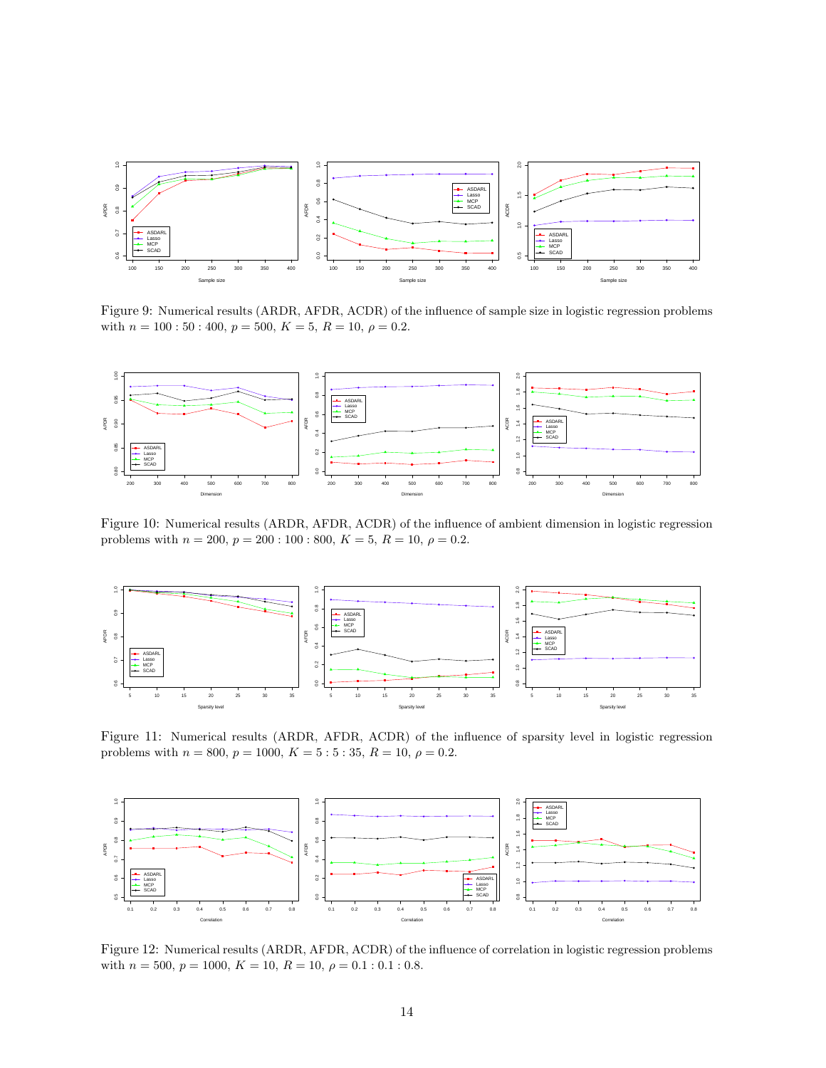APDR

Sample size

ASDARL
Lasso
MCP
SCAD

AFDR

Sample size

ACDR

Sample size

Figure 9: Numerical results (ARDR, AFDR, ACDR) of the influence of sample size in logistic regression problems with $n = 100 : 50 : 400$, $p = 500$, $K = 5$, $R = 10$, $\rho = 0.2$.

APDR

Dimension

AFDR

Dimension

ACDR

Dimension

Figure 10: Numerical results (ARDR, AFDR, ACDR) of the influence of ambient dimension in logistic regression problems with $n = 200$, $p = 200 : 100 : 800$, $K = 5$, $R = 10$, $\rho = 0.2$.

APDR

Sparsity level

AFDR

Sparsity level

ACDR

Sparsity level

Figure 11: Numerical results (ARDR, AFDR, ACDR) of the influence of sparsity level in logistic regression problems with $n = 800$, $p = 1000$, $K = 5 : 5 : 35$, $R = 10$, $\rho = 0.2$.

APDR

Correlation

AFDR

Correlation

ACDR

Correlation

Figure 12: Numerical results (ARDR, AFDR, ACDR) of the influence of correlation in logistic regression problems with $n = 500$, $p = 1000$, $K = 10$, $R = 10$, $\rho = 0.1 : 0.1 : 0.8$.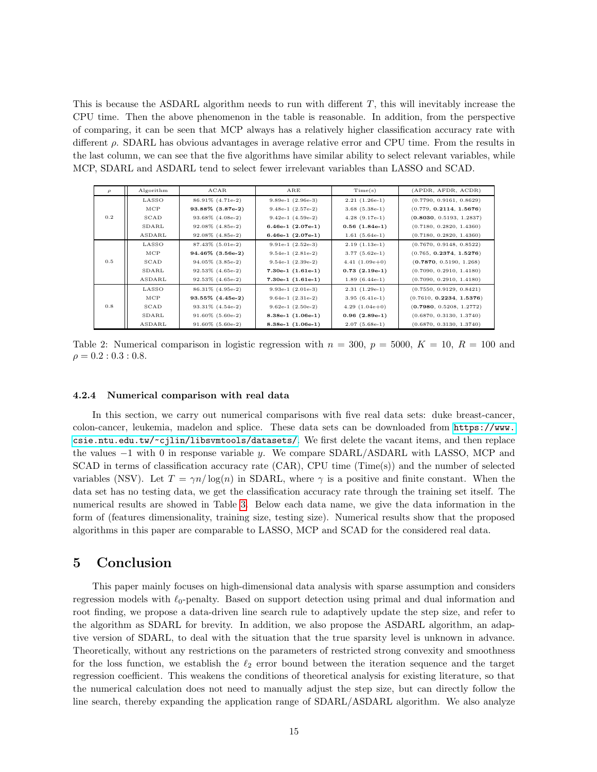This is because the ASDARL algorithm needs to run with different $T$, this will inevitably increase the CPU time. Then the above phenomenon in the table is reasonable. In addition, from the perspective of comparing, it can be seen that MCP always has a relatively higher classification accuracy rate with different $\rho$. SDARL has obvious advantages in average relative error and CPU time. From the results in the last column, we can see that the five algorithms have similar ability to select relevant variables, while MCP, SDARL and ASDARL tend to select fewer irrelevant variables than LASSO and SCAD.

| $\rho$ | Algorithm | ACAR | ARE | Time(s) | (APDR, AFDR, ACDR) |
|---|---|---|---|---|---|
| 0.2 | LASSO | 86.91% (4.71e-2) | 9.89e-1 (2.96e-3) | 2.21 (1.26e-1) | (0.7790, 0.9161, 0.8629) |
| | MCP | **93.88% (3.87e-2)** | 9.48e-1 (2.57e-2) | 3.68 (5.38e-1) | (0.779, **0.2114**, **1.5676**) |
| | SCAD | 93.68% (4.08e-2) | 9.42e-1 (4.59e-2) | 4.28 (9.17e-1) | (**0.8030**, 0.5193, 1.2837) |
| | SDARL | 92.08% (4.85e-2) | **6.46e-1 (2.07e-1)** | **0.56 (1.84e-1)** | (0.7180, 0.2820, 1.4360) |
| | ASDARL | 92.08% (4.85e-2) | **6.46e-1 (2.07e-1)** | 1.61 (5.64e-1) | (0.7180, 0.2820, 1.4360) |
| 0.5 | LASSO | 87.43% (5.01e-2) | 9.91e-1 (2.52e-3) | 2.19 (1.13e-1) | (0.7670, 0.9148, 0.8522) |
| | MCP | **94.46% (3.56e-2)** | 9.54e-1 (2.81e-2) | 3.77 (5.62e-1) | (0.765, **0.2374**, **1.5276**) |
| | SCAD | 94.05% (3.85e-2) | 9.54e-1 (2.39e-2) | 4.41 (1.09e+0) | (**0.7870**, 0.5190, 1.268) |
| | SDARL | 92.53% (4.65e-2) | **7.30e-1 (1.61e-1)** | **0.73 (2.19e-1)** | (0.7090, 0.2910, 1.4180) |
| | ASDARL | 92.53% (4.65e-2) | **7.30e-1 (1.61e-1)** | 1.89 (6.44e-1) | (0.7090, 0.2910, 1.4180) |
| 0.8 | LASSO | 86.31% (4.95e-2) | 9.93e-1 (2.01e-3) | 2.31 (1.29e-1) | (0.7550, 0.9129, 0.8421) |
| | MCP | **93.55% (4.45e-2)** | 9.64e-1 (2.31e-2) | 3.95 (6.41e-1) | (0.7610, **0.2234**, **1.5376**) |
| | SCAD | 93.31% (4.54e-2) | 9.62e-1 (2.50e-2) | 4.29 (1.04e+0) | (**0.7980**, 0.5208, 1.2772) |
| | SDARL | 91.60% (5.60e-2) | **8.38e-1 (1.06e-1)** | **0.96 (2.89e-1)** | (0.6870, 0.3130, 1.3740) |
| | ASDARL | 91.60% (5.60e-2) | **8.38e-1 (1.06e-1)** | 2.07 (5.68e-1) | (0.6870, 0.3130, 1.3740) |

Table 2: Numerical comparison in logistic regression with $n = 300$, $p = 5000$, $K = 10$, $R = 100$ and $\rho = 0.2 : 0.3 : 0.8$.

#### 4.2.4 Numerical comparison with real data

In this section, we carry out numerical comparisons with five real data sets: duke breast-cancer, colon-cancer, leukemia, madelon and splice. These data sets can be downloaded from https://www.csie.ntu.edu.tw/~cjlin/libsvmtools/datasets/. We first delete the vacant items, and then replace the values $-1$ with 0 in response variable $y$. We compare SDARL/ASDARL with LASSO, MCP and SCAD in terms of classification accuracy rate (CAR), CPU time (Time(s)) and the number of selected variables (NSV). Let $T = \gamma n/\log(n)$ in SDARL, where $\gamma$ is a positive and finite constant. When the data set has no testing data, we get the classification accuracy rate through the training set itself. The numerical results are showed in Table 3. Below each data name, we give the data information in the form of (features dimensionality, training size, testing size). Numerical results show that the proposed algorithms in this paper are comparable to LASSO, MCP and SCAD for the considered real data.

## 5 Conclusion

This paper mainly focuses on high-dimensional data analysis with sparse assumption and considers regression models with $\ell_0$-penalty. Based on support detection using primal and dual information and root finding, we propose a data-driven line search rule to adaptively update the step size, and refer to the algorithm as SDARL for brevity. In addition, we also propose the ASDARL algorithm, an adaptive version of SDARL, to deal with the situation that the true sparsity level is unknown in advance. Theoretically, without any restrictions on the parameters of restricted strong convexity and smoothness for the loss function, we establish the $\ell_2$ error bound between the iteration sequence and the target regression coefficient. This weakens the conditions of theoretical analysis for existing literature, so that the numerical calculation does not need to manually adjust the step size, but can directly follow the line search, thereby expanding the application range of SDARL/ASDARL algorithm. We also analyze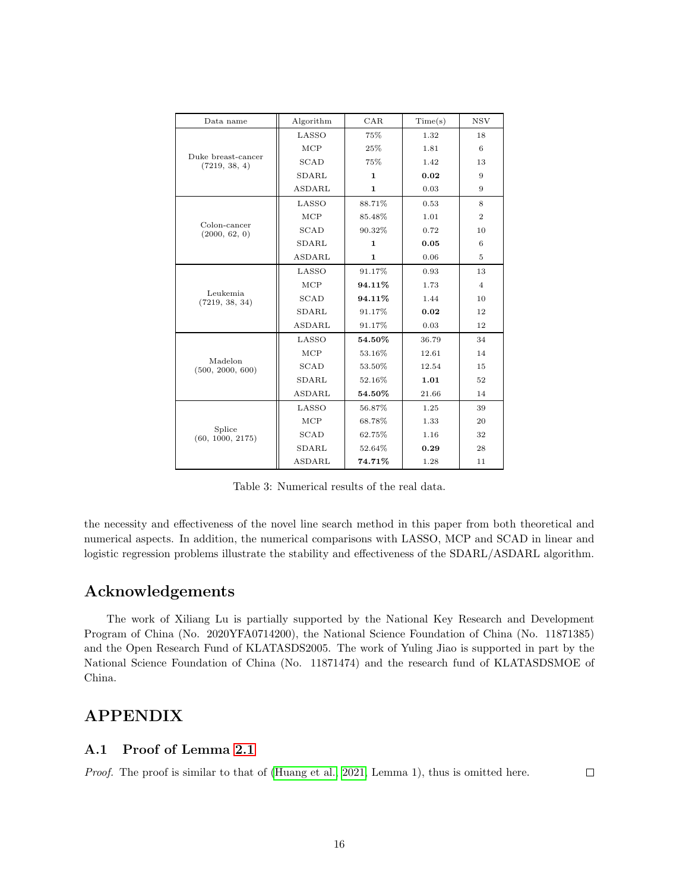| Data name | Algorithm | CAR | Time(s) | NSV |
| --- | --- | --- | --- | --- |
| Duke breast-cancer (7219, 38, 4) | LASSO | 75% | 1.32 | 18 |
| | MCP | 25% | 1.81 | 6 |
| | SCAD | 75% | 1.42 | 13 |
| | SDARL | **1** | **0.02** | 9 |
| | ASDARL | **1** | 0.03 | 9 |
| Colon-cancer (2000, 62, 0) | LASSO | 88.71% | 0.53 | 8 |
| | MCP | 85.48% | 1.01 | 2 |
| | SCAD | 90.32% | 0.72 | 10 |
| | SDARL | **1** | **0.05** | 6 |
| | ASDARL | **1** | 0.06 | 5 |
| Leukemia (7219, 38, 34) | LASSO | 91.17% | 0.93 | 13 |
| | MCP | **94.11%** | 1.73 | 4 |
| | SCAD | **94.11%** | 1.44 | 10 |
| | SDARL | 91.17% | **0.02** | 12 |
| | ASDARL | 91.17% | 0.03 | 12 |
| Madelon (500, 2000, 600) | LASSO | **54.50%** | 36.79 | 34 |
| | MCP | 53.16% | 12.61 | 14 |
| | SCAD | 53.50% | 12.54 | 15 |
| | SDARL | 52.16% | **1.01** | 52 |
| | ASDARL | **54.50%** | 21.66 | 14 |
| Splice (60, 1000, 2175) | LASSO | 56.87% | 1.25 | 39 |
| | MCP | 68.78% | 1.33 | 20 |
| | SCAD | 62.75% | 1.16 | 32 |
| | SDARL | 52.64% | **0.29** | 28 |
| | ASDARL | **74.71%** | 1.28 | 11 |

Table 3: Numerical results of the real data.

the necessity and effectiveness of the novel line search method in this paper from both theoretical and numerical aspects. In addition, the numerical comparisons with LASSO, MCP and SCAD in linear and logistic regression problems illustrate the stability and effectiveness of the SDARL/ASDARL algorithm.

## Acknowledgements

The work of Xiliang Lu is partially supported by the National Key Research and Development Program of China (No. 2020YFA0714200), the National Science Foundation of China (No. 11871385) and the Open Research Fund of KLATASDS2005. The work of Yuling Jiao is supported in part by the National Science Foundation of China (No. 11871474) and the research fund of KLATASDSMOE of China.

## APPENDIX

### A.1 Proof of Lemma 2.1

*Proof.* The proof is similar to that of (Huang et al., 2021, Lemma 1), thus is omitted here. □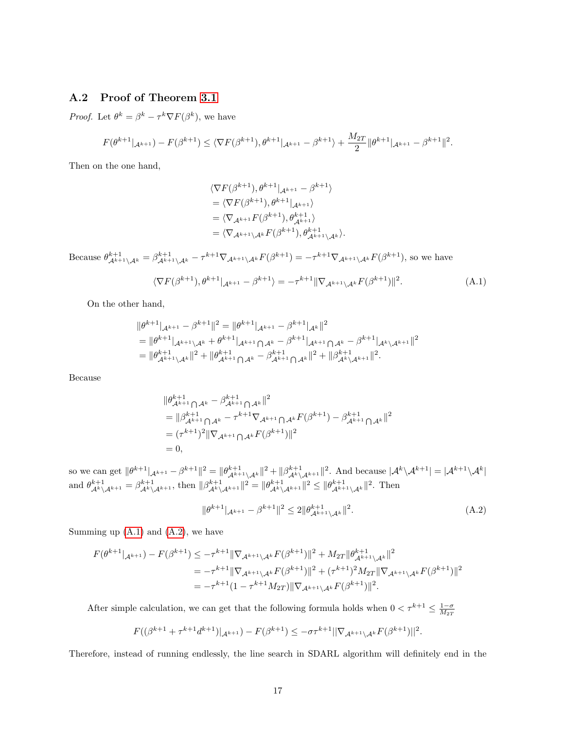### A.2 Proof of Theorem 3.1

*Proof.* Let $\theta^k = \beta^k - \tau^k \nabla F(\beta^k)$, we have

$$F(\theta^{k+1}|_{\mathcal{A}^{k+1}}) - F(\beta^{k+1}) \leq \langle \nabla F(\beta^{k+1}), \theta^{k+1}|_{\mathcal{A}^{k+1}} - \beta^{k+1}\rangle + \frac{M_{2T}}{2}\|\theta^{k+1}|_{\mathcal{A}^{k+1}} - \beta^{k+1}\|^2.$$

Then on the one hand,

$$\begin{aligned}
&\langle \nabla F(\beta^{k+1}), \theta^{k+1}|_{\mathcal{A}^{k+1}} - \beta^{k+1}\rangle \\
&= \langle \nabla F(\beta^{k+1}), \theta^{k+1}|_{\mathcal{A}^{k+1}}\rangle \\
&= \langle \nabla_{\mathcal{A}^{k+1}} F(\beta^{k+1}), \theta^{k+1}_{\mathcal{A}^{k+1}}\rangle \\
&= \langle \nabla_{\mathcal{A}^{k+1}\setminus\mathcal{A}^k} F(\beta^{k+1}), \theta^{k+1}_{\mathcal{A}^{k+1}\setminus\mathcal{A}^k}\rangle.
\end{aligned}$$

Because $\theta^{k+1}_{\mathcal{A}^{k+1}\setminus\mathcal{A}^k} = \beta^{k+1}_{\mathcal{A}^{k+1}\setminus\mathcal{A}^k} - \tau^{k+1}\nabla_{\mathcal{A}^{k+1}\setminus\mathcal{A}^k} F(\beta^{k+1}) = -\tau^{k+1}\nabla_{\mathcal{A}^{k+1}\setminus\mathcal{A}^k} F(\beta^{k+1})$, so we have

$$\langle \nabla F(\beta^{k+1}), \theta^{k+1}|_{\mathcal{A}^{k+1}} - \beta^{k+1}\rangle = -\tau^{k+1}\|\nabla_{\mathcal{A}^{k+1}\setminus\mathcal{A}^k} F(\beta^{k+1})\|^2. \tag{A.1}$$

On the other hand,

$$\begin{aligned}
&\|\theta^{k+1}|_{\mathcal{A}^{k+1}} - \beta^{k+1}\|^2 = \|\theta^{k+1}|_{\mathcal{A}^{k+1}} - \beta^{k+1}|_{\mathcal{A}^k}\|^2 \\
&= \|\theta^{k+1}|_{\mathcal{A}^{k+1}\setminus\mathcal{A}^k} + \theta^{k+1}|_{\mathcal{A}^{k+1}\bigcap\mathcal{A}^k} - \beta^{k+1}|_{\mathcal{A}^{k+1}\bigcap\mathcal{A}^k} - \beta^{k+1}|_{\mathcal{A}^k\setminus\mathcal{A}^{k+1}}\|^2 \\
&= \|\theta^{k+1}_{\mathcal{A}^{k+1}\setminus\mathcal{A}^k}\|^2 + \|\theta^{k+1}_{\mathcal{A}^{k+1}\bigcap\mathcal{A}^k} - \beta^{k+1}_{\mathcal{A}^{k+1}\bigcap\mathcal{A}^k}\|^2 + \|\beta^{k+1}_{\mathcal{A}^k\setminus\mathcal{A}^{k+1}}\|^2.
\end{aligned}$$

Because

$$\begin{aligned}
&\|\theta^{k+1}_{\mathcal{A}^{k+1}\bigcap\mathcal{A}^k} - \beta^{k+1}_{\mathcal{A}^{k+1}\bigcap\mathcal{A}^k}\|^2 \\
&= \|\beta^{k+1}_{\mathcal{A}^{k+1}\bigcap\mathcal{A}^k} - \tau^{k+1}\nabla_{\mathcal{A}^{k+1}\bigcap\mathcal{A}^k} F(\beta^{k+1}) - \beta^{k+1}_{\mathcal{A}^{k+1}\bigcap\mathcal{A}^k}\|^2 \\
&= (\tau^{k+1})^2\|\nabla_{\mathcal{A}^{k+1}\bigcap\mathcal{A}^k} F(\beta^{k+1})\|^2 \\
&= 0,
\end{aligned}$$

so we can get $\|\theta^{k+1}|_{\mathcal{A}^{k+1}} - \beta^{k+1}\|^2 = \|\theta^{k+1}_{\mathcal{A}^{k+1}\setminus\mathcal{A}^k}\|^2 + \|\beta^{k+1}_{\mathcal{A}^k\setminus\mathcal{A}^{k+1}}\|^2$. And because $|\mathcal{A}^k\setminus\mathcal{A}^{k+1}| = |\mathcal{A}^{k+1}\setminus\mathcal{A}^k|$ and $\theta^{k+1}_{\mathcal{A}^k\setminus\mathcal{A}^{k+1}} = \beta^{k+1}_{\mathcal{A}^k\setminus\mathcal{A}^{k+1}}$, then $\|\beta^{k+1}_{\mathcal{A}^k\setminus\mathcal{A}^{k+1}}\|^2 = \|\theta^{k+1}_{\mathcal{A}^k\setminus\mathcal{A}^{k+1}}\|^2 \leq \|\theta^{k+1}_{\mathcal{A}^{k+1}\setminus\mathcal{A}^k}\|^2$. Then

$$\|\theta^{k+1}|_{\mathcal{A}^{k+1}} - \beta^{k+1}\|^2 \leq 2\|\theta^{k+1}_{\mathcal{A}^{k+1}\setminus\mathcal{A}^k}\|^2. \tag{A.2}$$

Summing up (A.1) and (A.2), we have

$$\begin{aligned}
F(\theta^{k+1}|_{\mathcal{A}^{k+1}}) - F(\beta^{k+1}) &\leq -\tau^{k+1}\|\nabla_{\mathcal{A}^{k+1}\setminus\mathcal{A}^k} F(\beta^{k+1})\|^2 + M_{2T}\|\theta^{k+1}_{\mathcal{A}^{k+1}\setminus\mathcal{A}^k}\|^2 \\
&= -\tau^{k+1}\|\nabla_{\mathcal{A}^{k+1}\setminus\mathcal{A}^k} F(\beta^{k+1})\|^2 + (\tau^{k+1})^2 M_{2T}\|\nabla_{\mathcal{A}^{k+1}\setminus\mathcal{A}^k} F(\beta^{k+1})\|^2 \\
&= -\tau^{k+1}(1 - \tau^{k+1}M_{2T})\|\nabla_{\mathcal{A}^{k+1}\setminus\mathcal{A}^k} F(\beta^{k+1})\|^2.
\end{aligned}$$

After simple calculation, we can get that the following formula holds when $0 < \tau^{k+1} \leq \frac{1-\sigma}{M_{2T}}$

$$F((\beta^{k+1} + \tau^{k+1}d^{k+1})|_{\mathcal{A}^{k+1}}) - F(\beta^{k+1}) \leq -\sigma\tau^{k+1}||\nabla_{\mathcal{A}^{k+1}\setminus\mathcal{A}^k} F(\beta^{k+1})||^2.$$

Therefore, instead of running endlessly, the line search in SDARL algorithm will definitely end in the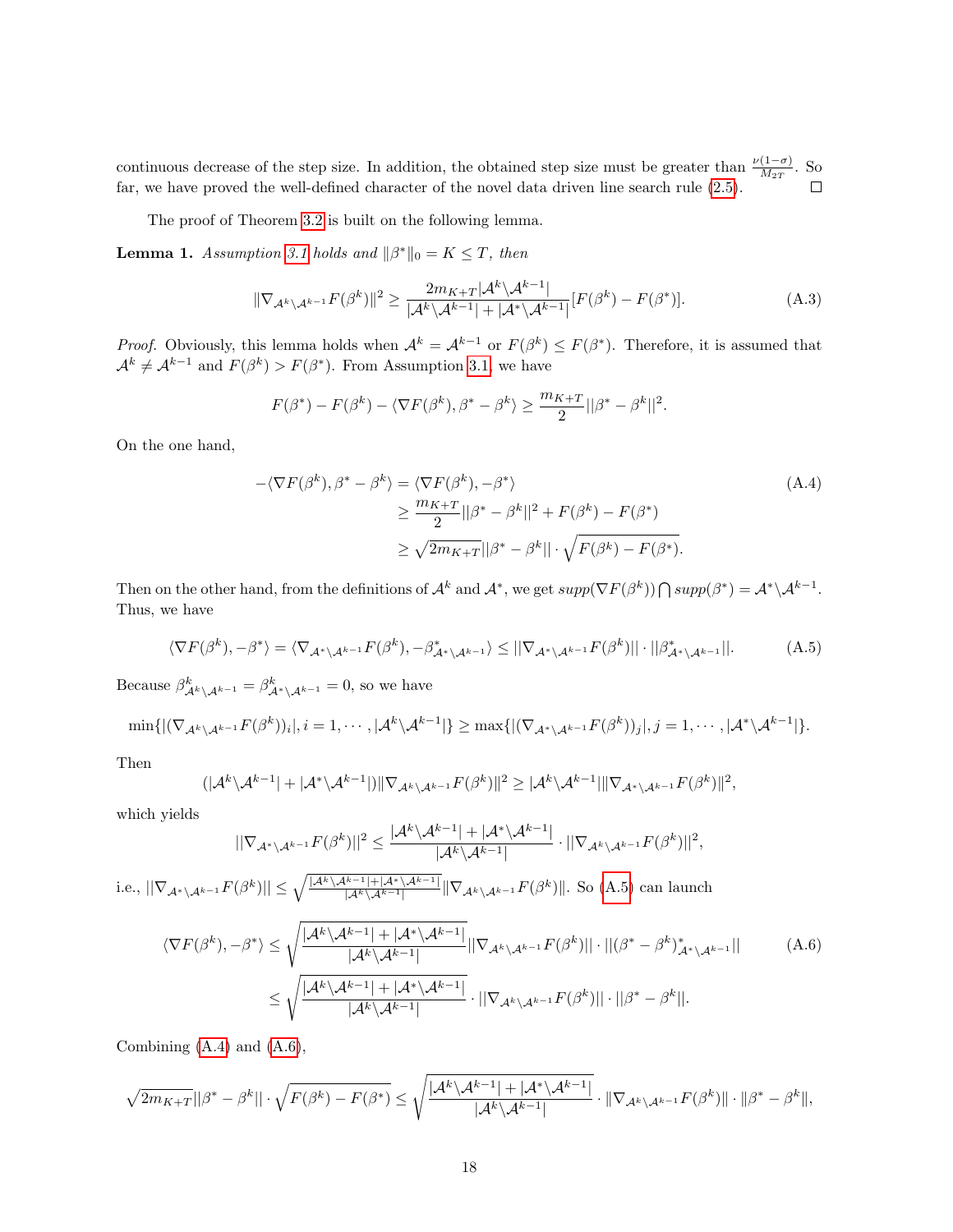continuous decrease of the step size. In addition, the obtained step size must be greater than $\frac{\nu(1-\sigma)}{M_{2T}}$. So far, we have proved the well-defined character of the novel data driven line search rule (2.5). $\square$

The proof of Theorem 3.2 is built on the following lemma.

**Lemma 1.** *Assumption 3.1 holds and $\|\beta^*\|_0 = K \leq T$, then*

$$\|\nabla_{\mathcal{A}^k\backslash\mathcal{A}^{k-1}} F(\beta^k)\|^2 \geq \frac{2m_{K+T}|\mathcal{A}^k\backslash\mathcal{A}^{k-1}|}{|\mathcal{A}^k\backslash\mathcal{A}^{k-1}| + |\mathcal{A}^*\backslash\mathcal{A}^{k-1}|}[F(\beta^k) - F(\beta^*)]. \tag{A.3}$$

*Proof.* Obviously, this lemma holds when $\mathcal{A}^k = \mathcal{A}^{k-1}$ or $F(\beta^k) \leq F(\beta^*)$. Therefore, it is assumed that $\mathcal{A}^k \neq \mathcal{A}^{k-1}$ and $F(\beta^k) > F(\beta^*)$. From Assumption 3.1, we have

$$F(\beta^*) - F(\beta^k) - \langle \nabla F(\beta^k), \beta^* - \beta^k \rangle \geq \frac{m_{K+T}}{2}||\beta^* - \beta^k||^2.$$

On the one hand,

$$\begin{aligned}
-\langle \nabla F(\beta^k), \beta^* - \beta^k \rangle &= \langle \nabla F(\beta^k), -\beta^* \rangle \\
&\geq \frac{m_{K+T}}{2}||\beta^* - \beta^k||^2 + F(\beta^k) - F(\beta^*) \\
&\geq \sqrt{2m_{K+T}}||\beta^* - \beta^k|| \cdot \sqrt{F(\beta^k) - F(\beta^*)}.
\end{aligned} \tag{A.4}$$

Then on the other hand, from the definitions of $\mathcal{A}^k$ and $\mathcal{A}^*$, we get $supp(\nabla F(\beta^k)) \bigcap supp(\beta^*) = \mathcal{A}^*\backslash\mathcal{A}^{k-1}$. Thus, we have

$$\langle \nabla F(\beta^k), -\beta^* \rangle = \langle \nabla_{\mathcal{A}^*\backslash\mathcal{A}^{k-1}} F(\beta^k), -\beta^*_{\mathcal{A}^*\backslash\mathcal{A}^{k-1}} \rangle \leq ||\nabla_{\mathcal{A}^*\backslash\mathcal{A}^{k-1}} F(\beta^k)|| \cdot ||\beta^*_{\mathcal{A}^*\backslash\mathcal{A}^{k-1}}||. \tag{A.5}$$

Because $\beta^k_{\mathcal{A}^k\backslash\mathcal{A}^{k-1}} = \beta^k_{\mathcal{A}^*\backslash\mathcal{A}^{k-1}} = 0$, so we have

$$\min\{|(\nabla_{\mathcal{A}^k\backslash\mathcal{A}^{k-1}} F(\beta^k))_i|, i = 1, \cdots, |\mathcal{A}^k\backslash\mathcal{A}^{k-1}|\} \geq \max\{|(\nabla_{\mathcal{A}^*\backslash\mathcal{A}^{k-1}} F(\beta^k))_j|, j = 1, \cdots, |\mathcal{A}^*\backslash\mathcal{A}^{k-1}|\}.$$

Then

$$(|\mathcal{A}^k\backslash\mathcal{A}^{k-1}| + |\mathcal{A}^*\backslash\mathcal{A}^{k-1}|)\|\nabla_{\mathcal{A}^k\backslash\mathcal{A}^{k-1}} F(\beta^k)\|^2 \geq |\mathcal{A}^k\backslash\mathcal{A}^{k-1}|\|\nabla_{\mathcal{A}^*\backslash\mathcal{A}^{k-1}} F(\beta^k)\|^2,$$

which yields

$$||\nabla_{\mathcal{A}^*\backslash\mathcal{A}^{k-1}} F(\beta^k)||^2 \leq \frac{|\mathcal{A}^k\backslash\mathcal{A}^{k-1}| + |\mathcal{A}^*\backslash\mathcal{A}^{k-1}|}{|\mathcal{A}^k\backslash\mathcal{A}^{k-1}|} \cdot ||\nabla_{\mathcal{A}^k\backslash\mathcal{A}^{k-1}} F(\beta^k)||^2,$$

i.e., $||\nabla_{\mathcal{A}^*\backslash\mathcal{A}^{k-1}} F(\beta^k)|| \leq \sqrt{\frac{|\mathcal{A}^k\backslash\mathcal{A}^{k-1}| + |\mathcal{A}^*\backslash\mathcal{A}^{k-1}|}{|\mathcal{A}^k\backslash\mathcal{A}^{k-1}|}}\|\nabla_{\mathcal{A}^k\backslash\mathcal{A}^{k-1}} F(\beta^k)\|$. So (A.5) can launch

$$\begin{aligned}
\langle \nabla F(\beta^k), -\beta^* \rangle &\leq \sqrt{\frac{|\mathcal{A}^k\backslash\mathcal{A}^{k-1}| + |\mathcal{A}^*\backslash\mathcal{A}^{k-1}|}{|\mathcal{A}^k\backslash\mathcal{A}^{k-1}|}}||\nabla_{\mathcal{A}^k\backslash\mathcal{A}^{k-1}} F(\beta^k)|| \cdot ||(\beta^* - \beta^k)^*_{\mathcal{A}^*\backslash\mathcal{A}^{k-1}}|| \\
&\leq \sqrt{\frac{|\mathcal{A}^k\backslash\mathcal{A}^{k-1}| + |\mathcal{A}^*\backslash\mathcal{A}^{k-1}|}{|\mathcal{A}^k\backslash\mathcal{A}^{k-1}|}} \cdot ||\nabla_{\mathcal{A}^k\backslash\mathcal{A}^{k-1}} F(\beta^k)|| \cdot ||\beta^* - \beta^k||.
\end{aligned} \tag{A.6}$$

Combining (A.4) and (A.6),

$$\sqrt{2m_{K+T}}||\beta^* - \beta^k|| \cdot \sqrt{F(\beta^k) - F(\beta^*)} \leq \sqrt{\frac{|\mathcal{A}^k\backslash\mathcal{A}^{k-1}| + |\mathcal{A}^*\backslash\mathcal{A}^{k-1}|}{|\mathcal{A}^k\backslash\mathcal{A}^{k-1}|}} \cdot \|\nabla_{\mathcal{A}^k\backslash\mathcal{A}^{k-1}} F(\beta^k)\| \cdot \|\beta^* - \beta^k\|,$$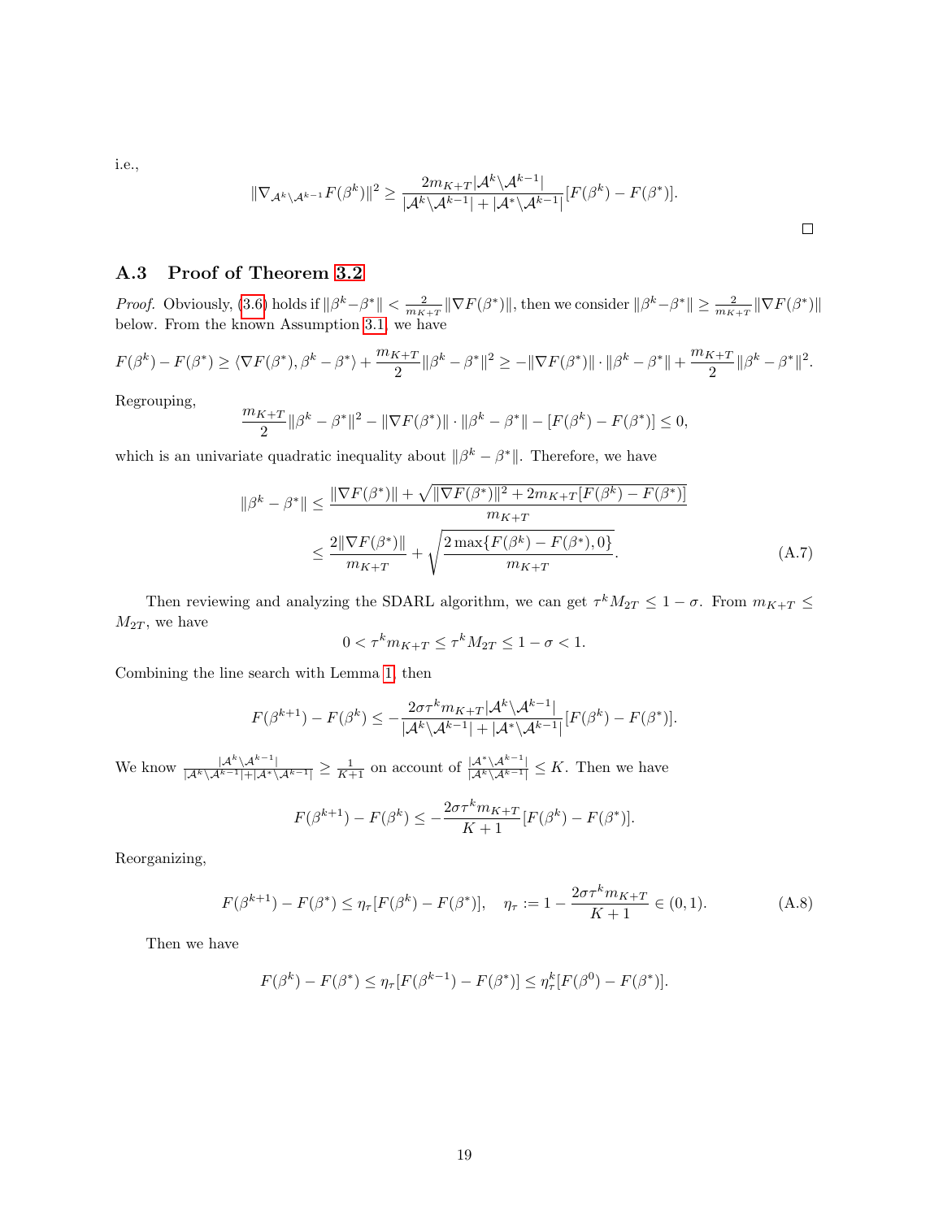i.e.,

$$\|\nabla_{\mathcal{A}^k\backslash\mathcal{A}^{k-1}} F(\beta^k)\|^2 \geq \frac{2m_{K+T}|\mathcal{A}^k\backslash\mathcal{A}^{k-1}|}{|\mathcal{A}^k\backslash\mathcal{A}^{k-1}| + |\mathcal{A}^*\backslash\mathcal{A}^{k-1}|}[F(\beta^k) - F(\beta^*)].$$

□

### A.3 Proof of Theorem 3.2

*Proof.* Obviously, (3.6) holds if $\|\beta^k - \beta^*\| < \frac{2}{m_{K+T}}\|\nabla F(\beta^*)\|$, then we consider $\|\beta^k - \beta^*\| \geq \frac{2}{m_{K+T}}\|\nabla F(\beta^*)\|$ below. From the known Assumption 3.1, we have

$$F(\beta^k) - F(\beta^*) \geq \langle \nabla F(\beta^*), \beta^k - \beta^* \rangle + \frac{m_{K+T}}{2}\|\beta^k - \beta^*\|^2 \geq -\|\nabla F(\beta^*)\| \cdot \|\beta^k - \beta^*\| + \frac{m_{K+T}}{2}\|\beta^k - \beta^*\|^2.$$

Regrouping,

$$\frac{m_{K+T}}{2}\|\beta^k - \beta^*\|^2 - \|\nabla F(\beta^*)\| \cdot \|\beta^k - \beta^*\| - [F(\beta^k) - F(\beta^*)] \leq 0,$$

which is an univariate quadratic inequality about $\|\beta^k - \beta^*\|$. Therefore, we have

$$\begin{aligned}
\|\beta^k - \beta^*\| &\leq \frac{\|\nabla F(\beta^*)\| + \sqrt{\|\nabla F(\beta^*)\|^2 + 2m_{K+T}[F(\beta^k) - F(\beta^*)]}}{m_{K+T}} \\
&\leq \frac{2\|\nabla F(\beta^*)\|}{m_{K+T}} + \sqrt{\frac{2\max\{F(\beta^k) - F(\beta^*), 0\}}{m_{K+T}}}.
\end{aligned} \tag{A.7}$$

Then reviewing and analyzing the SDARL algorithm, we can get $\tau^k M_{2T} \leq 1 - \sigma$. From $m_{K+T} \leq M_{2T}$, we have

$$0 < \tau^k m_{K+T} \leq \tau^k M_{2T} \leq 1 - \sigma < 1.$$

Combining the line search with Lemma 1, then

$$F(\beta^{k+1}) - F(\beta^k) \leq -\frac{2\sigma\tau^k m_{K+T}|\mathcal{A}^k\backslash\mathcal{A}^{k-1}|}{|\mathcal{A}^k\backslash\mathcal{A}^{k-1}| + |\mathcal{A}^*\backslash\mathcal{A}^{k-1}|}[F(\beta^k) - F(\beta^*)].$$

We know $\frac{|\mathcal{A}^k\backslash\mathcal{A}^{k-1}|}{|\mathcal{A}^k\backslash\mathcal{A}^{k-1}|+|\mathcal{A}^*\backslash\mathcal{A}^{k-1}|} \geq \frac{1}{K+1}$ on account of $\frac{|\mathcal{A}^*\backslash\mathcal{A}^{k-1}|}{|\mathcal{A}^k\backslash\mathcal{A}^{k-1}|} \leq K$. Then we have

$$F(\beta^{k+1}) - F(\beta^k) \leq -\frac{2\sigma\tau^k m_{K+T}}{K+1}[F(\beta^k) - F(\beta^*)].$$

Reorganizing,

$$F(\beta^{k+1}) - F(\beta^*) \leq \eta_\tau[F(\beta^k) - F(\beta^*)], \quad \eta_\tau := 1 - \frac{2\sigma\tau^k m_{K+T}}{K+1} \in (0, 1). \tag{A.8}$$

Then we have

$$F(\beta^k) - F(\beta^*) \leq \eta_\tau[F(\beta^{k-1}) - F(\beta^*)] \leq \eta_\tau^k[F(\beta^0) - F(\beta^*)].$$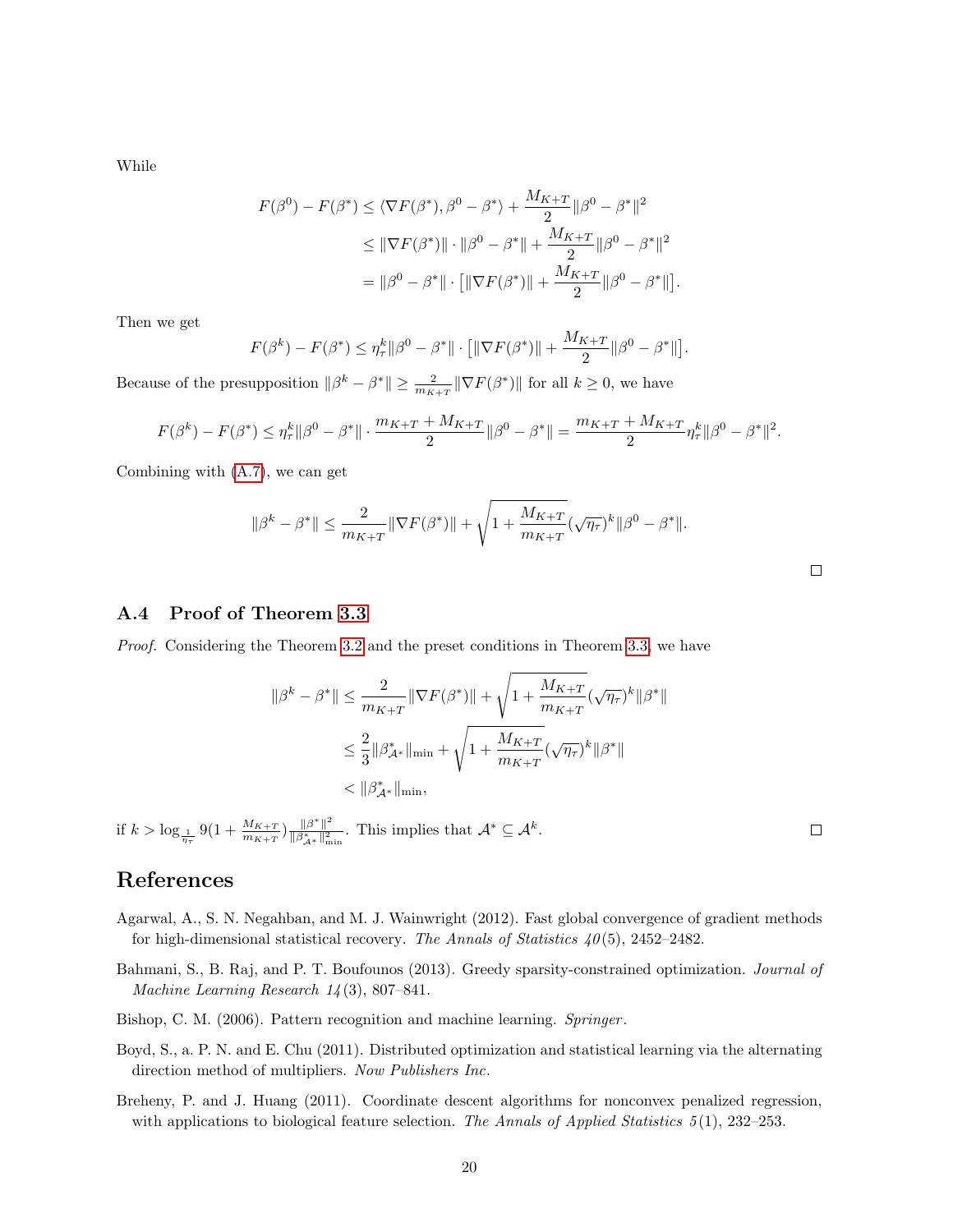While

$$
\begin{aligned}
F(\beta^0) - F(\beta^*) &\leq \langle \nabla F(\beta^*), \beta^0 - \beta^* \rangle + \frac{M_{K+T}}{2} \|\beta^0 - \beta^*\|^2 \\
&\leq \|\nabla F(\beta^*)\| \cdot \|\beta^0 - \beta^*\| + \frac{M_{K+T}}{2} \|\beta^0 - \beta^*\|^2 \\
&= \|\beta^0 - \beta^*\| \cdot \left[ \|\nabla F(\beta^*)\| + \frac{M_{K+T}}{2} \|\beta^0 - \beta^*\| \right].
\end{aligned}
$$

Then we get

$$
F(\beta^k) - F(\beta^*) \leq \eta_\tau^k \|\beta^0 - \beta^*\| \cdot \left[ \|\nabla F(\beta^*)\| + \frac{M_{K+T}}{2} \|\beta^0 - \beta^*\| \right].
$$

Because of the presupposition $\|\beta^k - \beta^*\| \geq \frac{2}{m_{K+T}} \|\nabla F(\beta^*)\|$ for all $k \geq 0$, we have

$$
F(\beta^k) - F(\beta^*) \leq \eta_\tau^k \|\beta^0 - \beta^*\| \cdot \frac{m_{K+T} + M_{K+T}}{2} \|\beta^0 - \beta^*\| = \frac{m_{K+T} + M_{K+T}}{2} \eta_\tau^k \|\beta^0 - \beta^*\|^2.
$$

Combining with (A.7), we can get

$$
\|\beta^k - \beta^*\| \leq \frac{2}{m_{K+T}} \|\nabla F(\beta^*)\| + \sqrt{1 + \frac{M_{K+T}}{m_{K+T}}} (\sqrt{\eta_\tau})^k \|\beta^0 - \beta^*\|.
$$

□

### A.4 Proof of Theorem 3.3

*Proof.* Considering the Theorem 3.2 and the preset conditions in Theorem 3.3, we have

$$
\begin{aligned}
\|\beta^k - \beta^*\| &\leq \frac{2}{m_{K+T}} \|\nabla F(\beta^*)\| + \sqrt{1 + \frac{M_{K+T}}{m_{K+T}}} (\sqrt{\eta_\tau})^k \|\beta^*\| \\
&\leq \frac{2}{3} \|\beta^*_{\mathcal{A}^*}\|_{\min} + \sqrt{1 + \frac{M_{K+T}}{m_{K+T}}} (\sqrt{\eta_\tau})^k \|\beta^*\| \\
&< \|\beta^*_{\mathcal{A}^*}\|_{\min},
\end{aligned}
$$

if $k > \log_{\frac{1}{\eta_\tau}} 9(1 + \frac{M_{K+T}}{m_{K+T}}) \frac{\|\beta^*\|^2}{\|\beta^*_{\mathcal{A}^*}\|^2_{\min}}$. This implies that $\mathcal{A}^* \subseteq \mathcal{A}^k$. □

## References

Agarwal, A., S. N. Negahban, and M. J. Wainwright (2012). Fast global convergence of gradient methods for high-dimensional statistical recovery. *The Annals of Statistics 40*(5), 2452–2482.

Bahmani, S., B. Raj, and P. T. Boufounos (2013). Greedy sparsity-constrained optimization. *Journal of Machine Learning Research 14*(3), 807–841.

Bishop, C. M. (2006). Pattern recognition and machine learning. *Springer*.

Boyd, S., a. P. N. and E. Chu (2011). Distributed optimization and statistical learning via the alternating direction method of multipliers. *Now Publishers Inc.*

Breheny, P. and J. Huang (2011). Coordinate descent algorithms for nonconvex penalized regression, with applications to biological feature selection. *The Annals of Applied Statistics 5*(1), 232–253.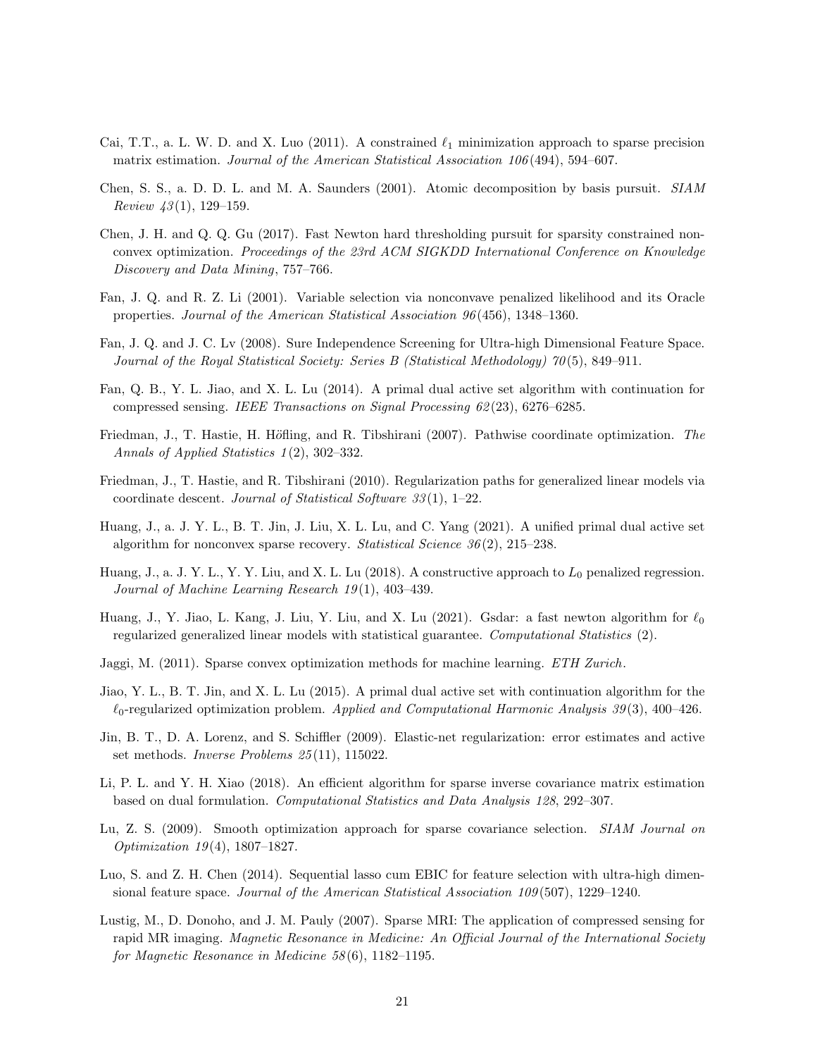Cai, T.T., a. L. W. D. and X. Luo (2011). A constrained $\ell_1$ minimization approach to sparse precision matrix estimation. *Journal of the American Statistical Association 106*(494), 594–607.

Chen, S. S., a. D. D. L. and M. A. Saunders (2001). Atomic decomposition by basis pursuit. *SIAM Review 43*(1), 129–159.

Chen, J. H. and Q. Q. Gu (2017). Fast Newton hard thresholding pursuit for sparsity constrained nonconvex optimization. *Proceedings of the 23rd ACM SIGKDD International Conference on Knowledge Discovery and Data Mining*, 757–766.

Fan, J. Q. and R. Z. Li (2001). Variable selection via nonconvave penalized likelihood and its Oracle properties. *Journal of the American Statistical Association 96*(456), 1348–1360.

Fan, J. Q. and J. C. Lv (2008). Sure Independence Screening for Ultra-high Dimensional Feature Space. *Journal of the Royal Statistical Society: Series B (Statistical Methodology) 70*(5), 849–911.

Fan, Q. B., Y. L. Jiao, and X. L. Lu (2014). A primal dual active set algorithm with continuation for compressed sensing. *IEEE Transactions on Signal Processing 62*(23), 6276–6285.

Friedman, J., T. Hastie, H. Höfling, and R. Tibshirani (2007). Pathwise coordinate optimization. *The Annals of Applied Statistics 1*(2), 302–332.

Friedman, J., T. Hastie, and R. Tibshirani (2010). Regularization paths for generalized linear models via coordinate descent. *Journal of Statistical Software 33*(1), 1–22.

Huang, J., a. J. Y. L., B. T. Jin, J. Liu, X. L. Lu, and C. Yang (2021). A unified primal dual active set algorithm for nonconvex sparse recovery. *Statistical Science 36*(2), 215–238.

Huang, J., a. J. Y. L., Y. Y. Liu, and X. L. Lu (2018). A constructive approach to $L_0$ penalized regression. *Journal of Machine Learning Research 19*(1), 403–439.

Huang, J., Y. Jiao, L. Kang, J. Liu, Y. Liu, and X. Lu (2021). Gsdar: a fast newton algorithm for $\ell_0$ regularized generalized linear models with statistical guarantee. *Computational Statistics* (2).

Jaggi, M. (2011). Sparse convex optimization methods for machine learning. *ETH Zurich*.

Jiao, Y. L., B. T. Jin, and X. L. Lu (2015). A primal dual active set with continuation algorithm for the $\ell_0$-regularized optimization problem. *Applied and Computational Harmonic Analysis 39*(3), 400–426.

Jin, B. T., D. A. Lorenz, and S. Schiffler (2009). Elastic-net regularization: error estimates and active set methods. *Inverse Problems 25*(11), 115022.

Li, P. L. and Y. H. Xiao (2018). An efficient algorithm for sparse inverse covariance matrix estimation based on dual formulation. *Computational Statistics and Data Analysis 128*, 292–307.

Lu, Z. S. (2009). Smooth optimization approach for sparse covariance selection. *SIAM Journal on Optimization 19*(4), 1807–1827.

Luo, S. and Z. H. Chen (2014). Sequential lasso cum EBIC for feature selection with ultra-high dimensional feature space. *Journal of the American Statistical Association 109*(507), 1229–1240.

Lustig, M., D. Donoho, and J. M. Pauly (2007). Sparse MRI: The application of compressed sensing for rapid MR imaging. *Magnetic Resonance in Medicine: An Official Journal of the International Society for Magnetic Resonance in Medicine 58*(6), 1182–1195.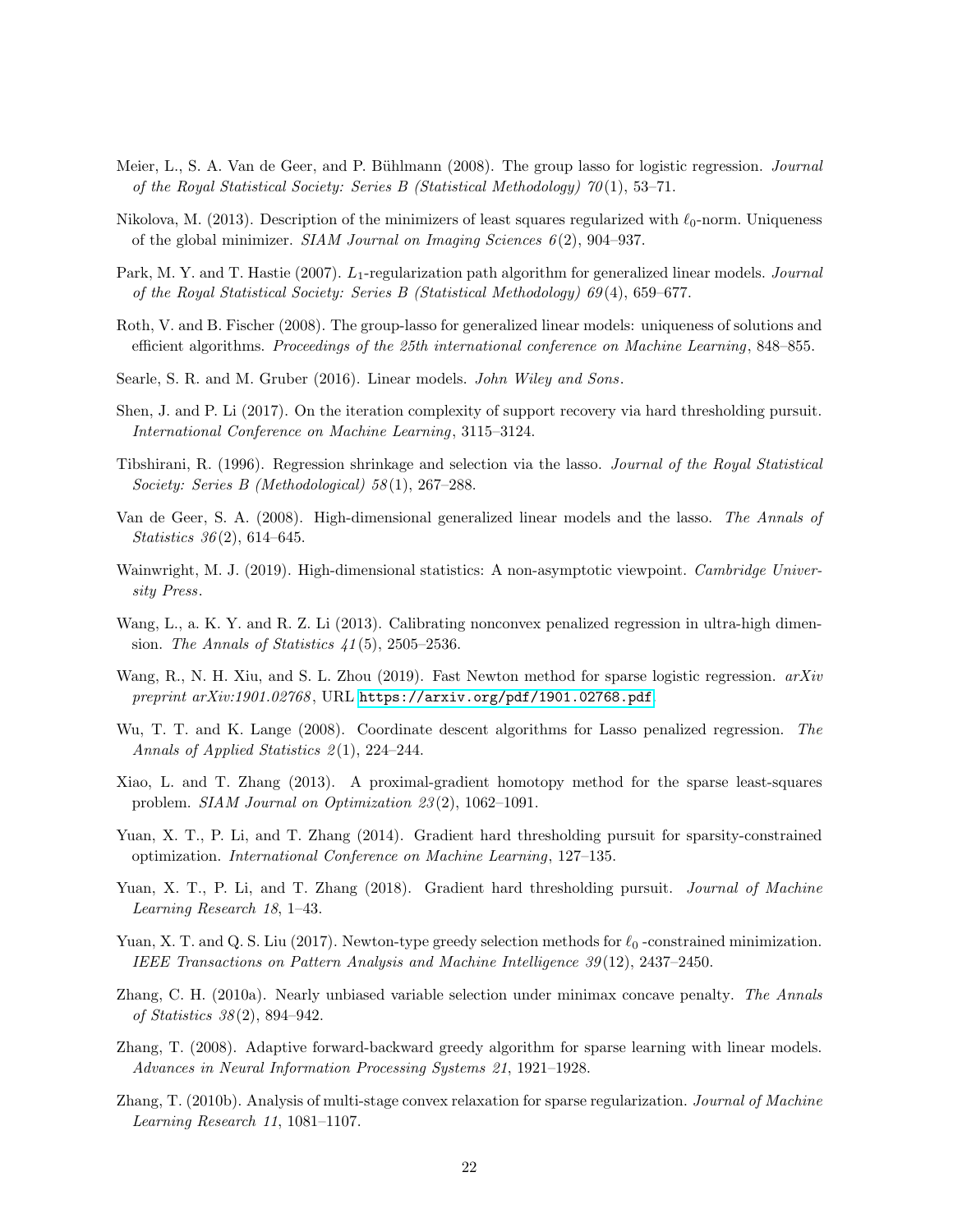Meier, L., S. A. Van de Geer, and P. Bühlmann (2008). The group lasso for logistic regression. *Journal of the Royal Statistical Society: Series B (Statistical Methodology) 70*(1), 53–71.

Nikolova, M. (2013). Description of the minimizers of least squares regularized with $\ell_0$-norm. Uniqueness of the global minimizer. *SIAM Journal on Imaging Sciences 6*(2), 904–937.

Park, M. Y. and T. Hastie (2007). $L_1$-regularization path algorithm for generalized linear models. *Journal of the Royal Statistical Society: Series B (Statistical Methodology) 69*(4), 659–677.

Roth, V. and B. Fischer (2008). The group-lasso for generalized linear models: uniqueness of solutions and efficient algorithms. *Proceedings of the 25th international conference on Machine Learning*, 848–855.

Searle, S. R. and M. Gruber (2016). Linear models. *John Wiley and Sons*.

Shen, J. and P. Li (2017). On the iteration complexity of support recovery via hard thresholding pursuit. *International Conference on Machine Learning*, 3115–3124.

Tibshirani, R. (1996). Regression shrinkage and selection via the lasso. *Journal of the Royal Statistical Society: Series B (Methodological) 58*(1), 267–288.

Van de Geer, S. A. (2008). High-dimensional generalized linear models and the lasso. *The Annals of Statistics 36*(2), 614–645.

Wainwright, M. J. (2019). High-dimensional statistics: A non-asymptotic viewpoint. *Cambridge University Press*.

Wang, L., a. K. Y. and R. Z. Li (2013). Calibrating nonconvex penalized regression in ultra-high dimension. *The Annals of Statistics 41*(5), 2505–2536.

Wang, R., N. H. Xiu, and S. L. Zhou (2019). Fast Newton method for sparse logistic regression. *arXiv preprint arXiv:1901.02768*, URL https://arxiv.org/pdf/1901.02768.pdf.

Wu, T. T. and K. Lange (2008). Coordinate descent algorithms for Lasso penalized regression. *The Annals of Applied Statistics 2*(1), 224–244.

Xiao, L. and T. Zhang (2013). A proximal-gradient homotopy method for the sparse least-squares problem. *SIAM Journal on Optimization 23*(2), 1062–1091.

Yuan, X. T., P. Li, and T. Zhang (2014). Gradient hard thresholding pursuit for sparsity-constrained optimization. *International Conference on Machine Learning*, 127–135.

Yuan, X. T., P. Li, and T. Zhang (2018). Gradient hard thresholding pursuit. *Journal of Machine Learning Research 18*, 1–43.

Yuan, X. T. and Q. S. Liu (2017). Newton-type greedy selection methods for $\ell_0$ -constrained minimization. *IEEE Transactions on Pattern Analysis and Machine Intelligence 39*(12), 2437–2450.

Zhang, C. H. (2010a). Nearly unbiased variable selection under minimax concave penalty. *The Annals of Statistics 38*(2), 894–942.

Zhang, T. (2008). Adaptive forward-backward greedy algorithm for sparse learning with linear models. *Advances in Neural Information Processing Systems 21*, 1921–1928.

Zhang, T. (2010b). Analysis of multi-stage convex relaxation for sparse regularization. *Journal of Machine Learning Research 11*, 1081–1107.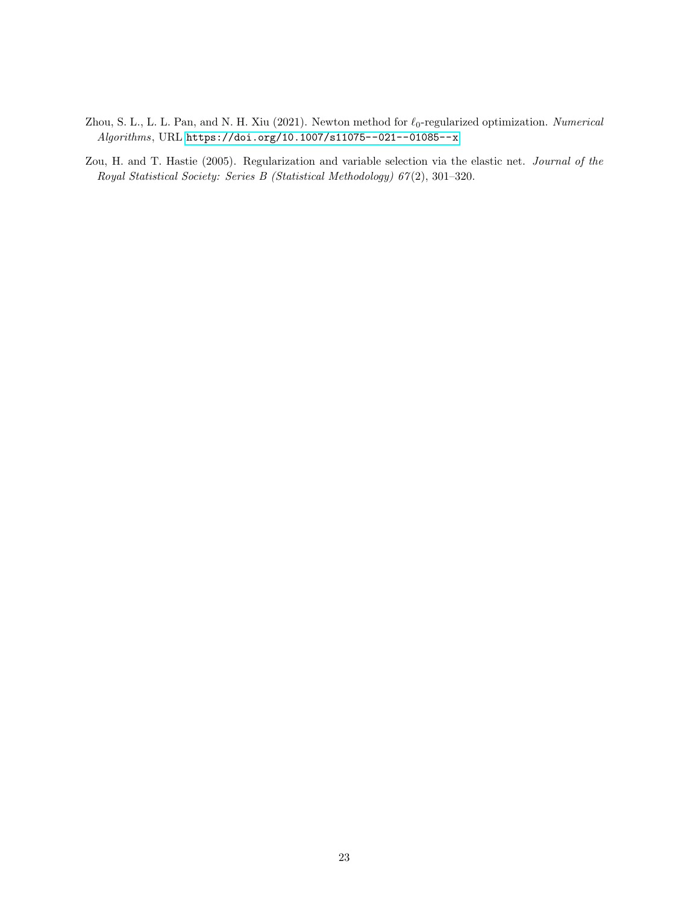Zhou, S. L., L. L. Pan, and N. H. Xiu (2021). Newton method for $\ell_0$-regularized optimization. *Numerical Algorithms*, URL https://doi.org/10.1007/s11075--021--01085--x.

Zou, H. and T. Hastie (2005). Regularization and variable selection via the elastic net. *Journal of the Royal Statistical Society: Series B (Statistical Methodology) 67*(2), 301–320.